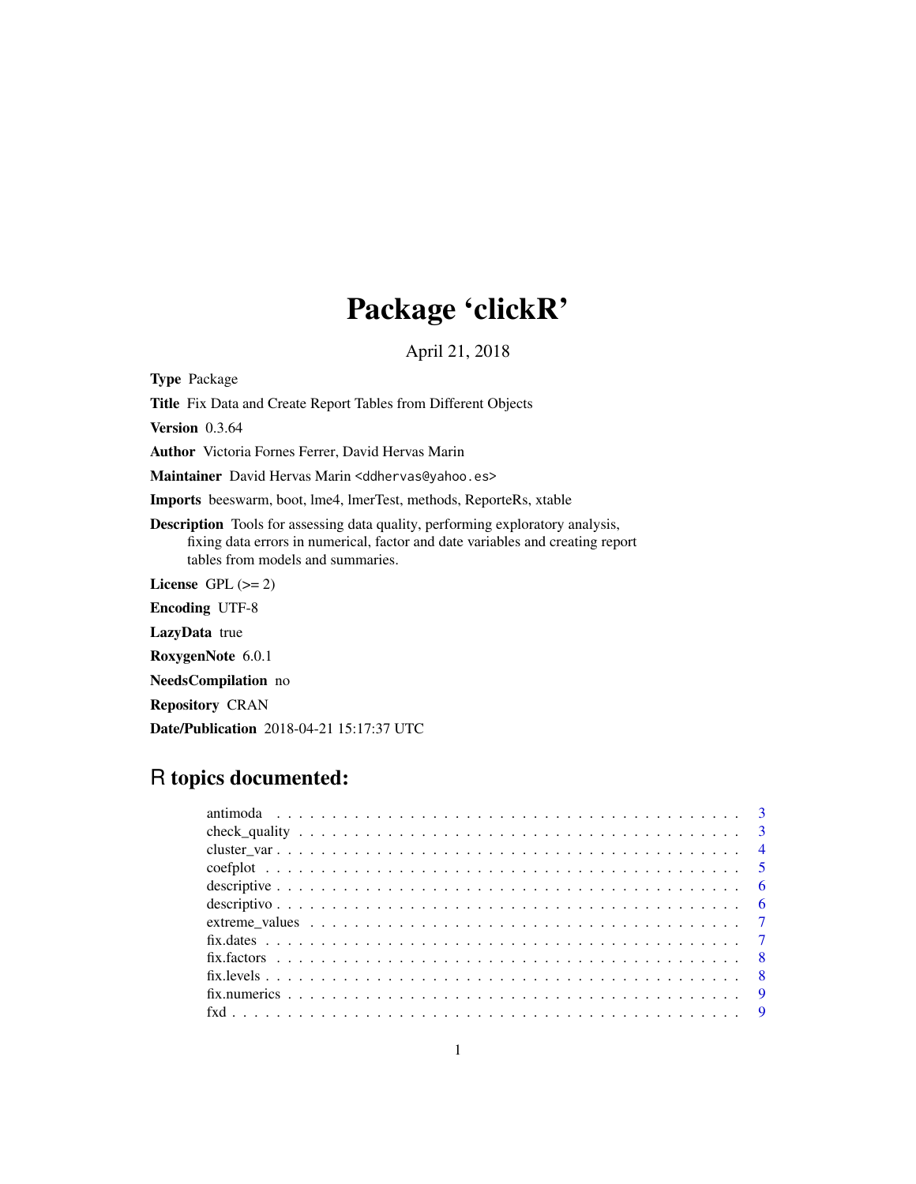# Package 'clickR'

April 21, 2018

**Type** Package

**Title** Fix Data and Create Report Tables from Different Objects

**Version** 0.3.64

**Author** Victoria Fornes Ferrer, David Hervas Marin

**Maintainer** David Hervas Marin <ddhervas@yahoo.es>

**Imports** beeswarm, boot, lme4, lmerTest, methods, ReporteRs, xtable

**Description** Tools for assessing data quality, performing exploratory analysis, fixing data errors in numerical, factor and date variables and creating report tables from models and summaries.

**License** GPL (>= 2)

**Encoding** UTF-8

**LazyData** true

**RoxygenNote** 6.0.1

**NeedsCompilation** no

**Repository** CRAN

**Date/Publication** 2018-04-21 15:17:37 UTC

## R topics documented:

- antimoda . . . . . . . . . . . . . . . . . . . . . . . . . . . . . . . . . . . . . . . . . 3
- check_quality . . . . . . . . . . . . . . . . . . . . . . . . . . . . . . . . . . . . . . . 3
- cluster_var . . . . . . . . . . . . . . . . . . . . . . . . . . . . . . . . . . . . . . . . 4
- coefplot . . . . . . . . . . . . . . . . . . . . . . . . . . . . . . . . . . . . . . . . . . 5
- descriptive . . . . . . . . . . . . . . . . . . . . . . . . . . . . . . . . . . . . . . . . 6
- descriptivo . . . . . . . . . . . . . . . . . . . . . . . . . . . . . . . . . . . . . . . . 6
- extreme_values . . . . . . . . . . . . . . . . . . . . . . . . . . . . . . . . . . . . . . 7
- fix.dates . . . . . . . . . . . . . . . . . . . . . . . . . . . . . . . . . . . . . . . . . 7
- fix.factors . . . . . . . . . . . . . . . . . . . . . . . . . . . . . . . . . . . . . . . . 8
- fix.levels . . . . . . . . . . . . . . . . . . . . . . . . . . . . . . . . . . . . . . . . . 8
- fix.numerics . . . . . . . . . . . . . . . . . . . . . . . . . . . . . . . . . . . . . . . 9
- fxd . . . . . . . . . . . . . . . . . . . . . . . . . . . . . . . . . . . . . . . . . . . . 9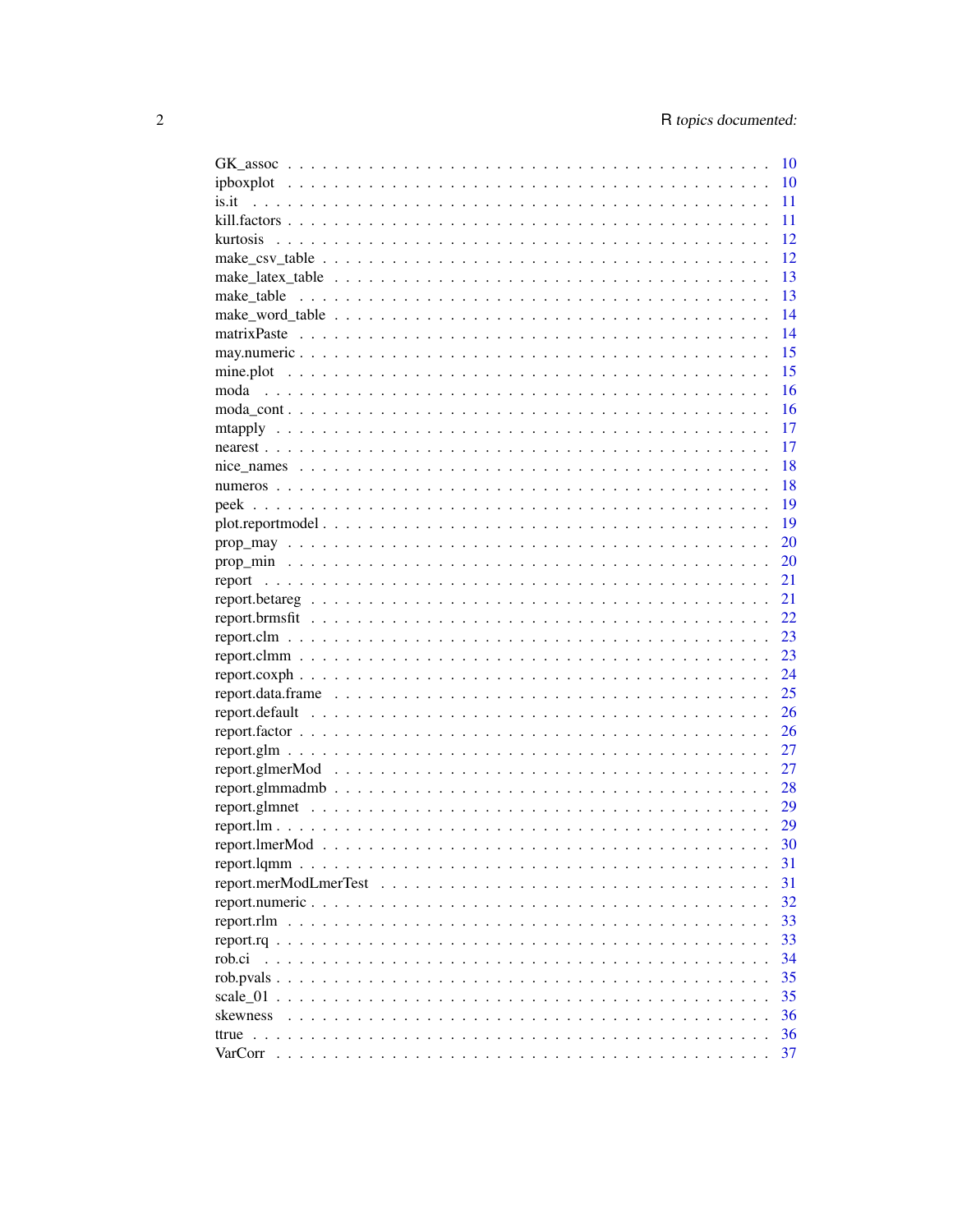| | |
|---|---|
| GK_assoc | 10 |
| ipboxplot | 10 |
| is.it | 11 |
| kill.factors | 11 |
| kurtosis | 12 |
| make_csv_table | 12 |
| make_latex_table | 13 |
| make_table | 13 |
| make_word_table | 14 |
| matrixPaste | 14 |
| may.numeric | 15 |
| mine.plot | 15 |
| moda | 16 |
| moda_cont | 16 |
| mtapply | 17 |
| nearest | 17 |
| nice_names | 18 |
| numeros | 18 |
| peek | 19 |
| plot.reportmodel | 19 |
| prop_may | 20 |
| prop_min | 20 |
| report | 21 |
| report.betareg | 21 |
| report.brmsfit | 22 |
| report.clm | 23 |
| report.clmm | 23 |
| report.coxph | 24 |
| report.data.frame | 25 |
| report.default | 26 |
| report.factor | 26 |
| report.glm | 27 |
| report.glmerMod | 27 |
| report.glmmadmb | 28 |
| report.glmnet | 29 |
| report.lm | 29 |
| report.lmerMod | 30 |
| report.lqmm | 31 |
| report.merModLmerTest | 31 |
| report.numeric | 32 |
| report.rlm | 33 |
| report.rq | 33 |
| rob.ci | 34 |
| rob.pvals | 35 |
| scale_01 | 35 |
| skewness | 36 |
| ttrue | 36 |
| VarCorr | 37 |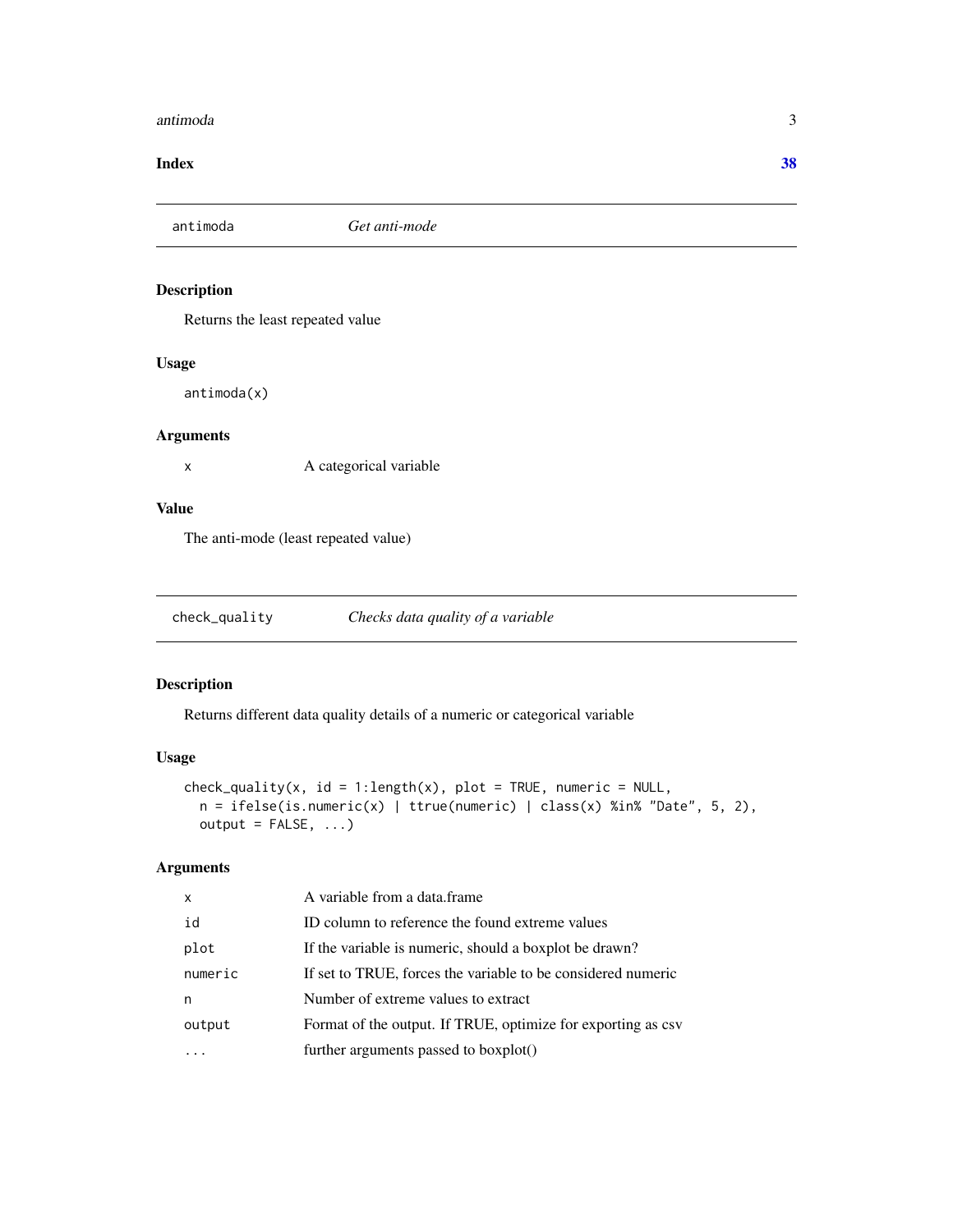Index 38

## antimoda — *Get anti-mode*

### Description

Returns the least repeated value

### Usage

```
antimoda(x)
```

### Arguments

| | |
|---|---|
| x | A categorical variable |

### Value

The anti-mode (least repeated value)

## check_quality — *Checks data quality of a variable*

### Description

Returns different data quality details of a numeric or categorical variable

### Usage

```
check_quality(x, id = 1:length(x), plot = TRUE, numeric = NULL,
  n = ifelse(is.numeric(x) | ttrue(numeric) | class(x) %in% "Date", 5, 2),
  output = FALSE, ...)
```

### Arguments

| | |
|---|---|
| x | A variable from a data.frame |
| id | ID column to reference the found extreme values |
| plot | If the variable is numeric, should a boxplot be drawn? |
| numeric | If set to TRUE, forces the variable to be considered numeric |
| n | Number of extreme values to extract |
| output | Format of the output. If TRUE, optimize for exporting as csv |
| ... | further arguments passed to boxplot() |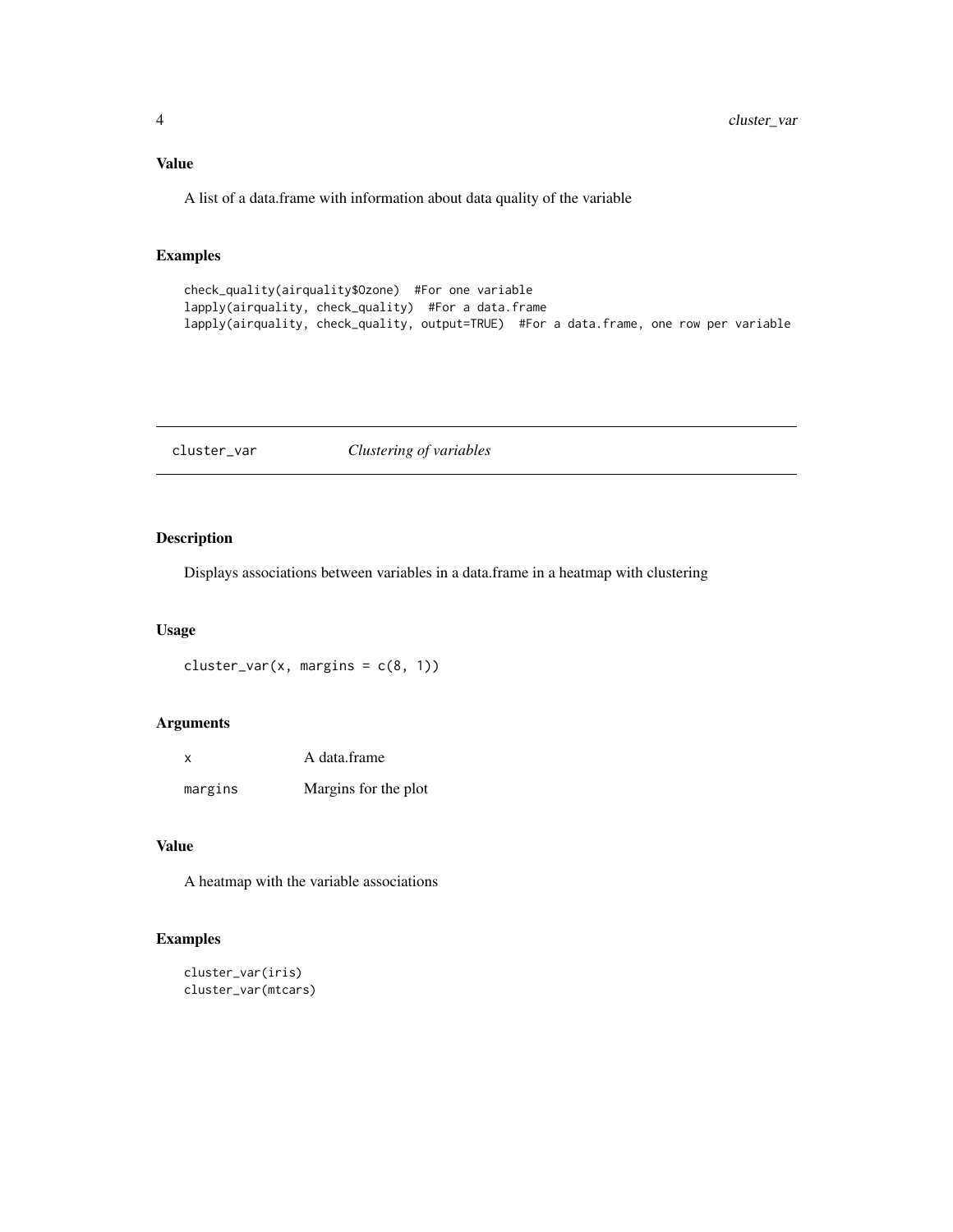### Value

A list of a data.frame with information about data quality of the variable

### Examples

```
check_quality(airquality$Ozone)  #For one variable
lapply(airquality, check_quality)  #For a data.frame
lapply(airquality, check_quality, output=TRUE)  #For a data.frame, one row per variable
```

---

## cluster_var    *Clustering of variables*

---

### Description

Displays associations between variables in a data.frame in a heatmap with clustering

### Usage

```
cluster_var(x, margins = c(8, 1))
```

### Arguments

| | |
|---|---|
| x | A data.frame |
| margins | Margins for the plot |

### Value

A heatmap with the variable associations

### Examples

```
cluster_var(iris)
cluster_var(mtcars)
```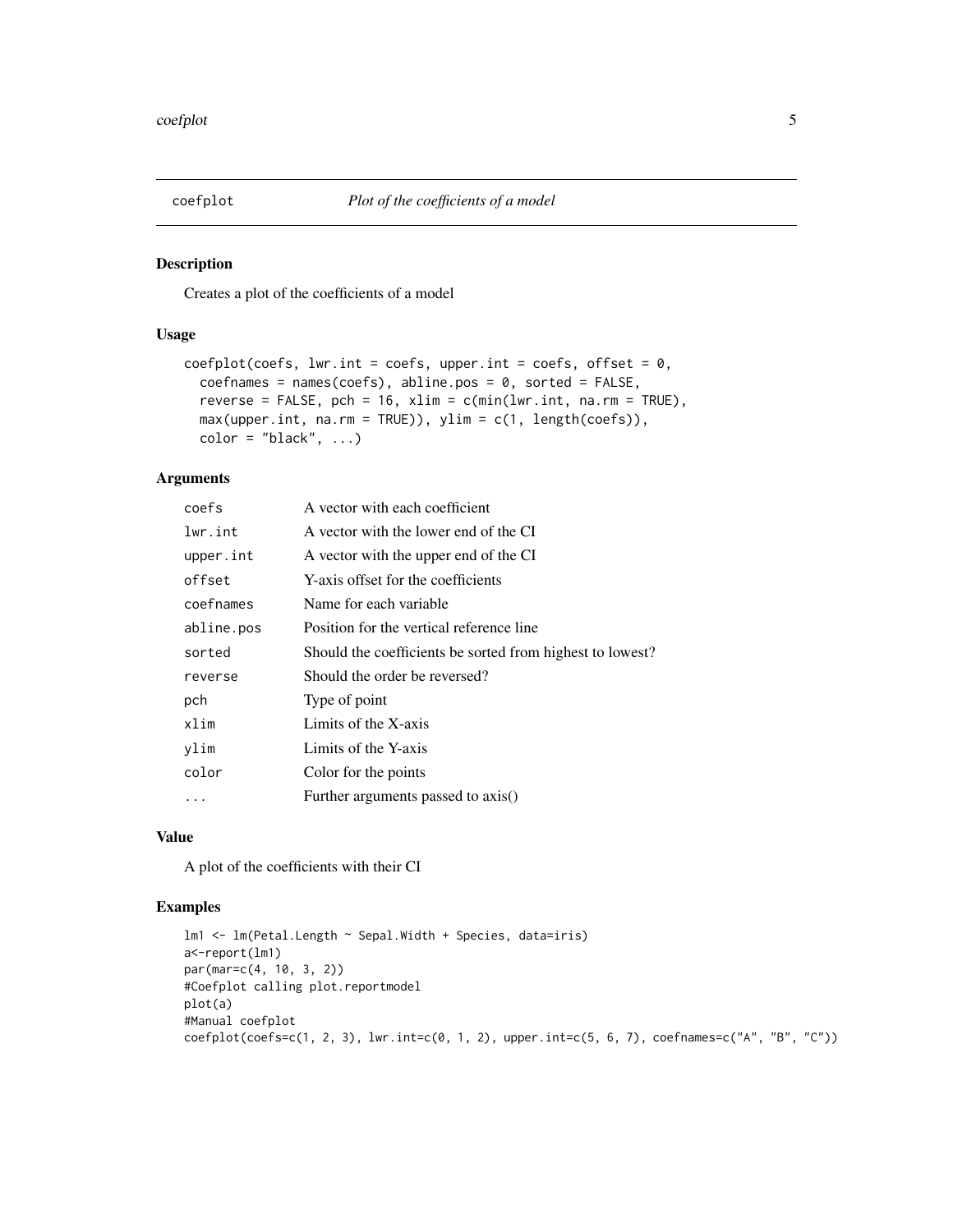# coefplot — *Plot of the coefficients of a model*

## Description

Creates a plot of the coefficients of a model

## Usage

```
coefplot(coefs, lwr.int = coefs, upper.int = coefs, offset = 0,
  coefnames = names(coefs), abline.pos = 0, sorted = FALSE,
  reverse = FALSE, pch = 16, xlim = c(min(lwr.int, na.rm = TRUE),
  max(upper.int, na.rm = TRUE)), ylim = c(1, length(coefs)),
  color = "black", ...)
```

## Arguments

| | |
|---|---|
| coefs | A vector with each coefficient |
| lwr.int | A vector with the lower end of the CI |
| upper.int | A vector with the upper end of the CI |
| offset | Y-axis offset for the coefficients |
| coefnames | Name for each variable |
| abline.pos | Position for the vertical reference line |
| sorted | Should the coefficients be sorted from highest to lowest? |
| reverse | Should the order be reversed? |
| pch | Type of point |
| xlim | Limits of the X-axis |
| ylim | Limits of the Y-axis |
| color | Color for the points |
| ... | Further arguments passed to axis() |

## Value

A plot of the coefficients with their CI

## Examples

```
lm1 <- lm(Petal.Length ~ Sepal.Width + Species, data=iris)
a<-report(lm1)
par(mar=c(4, 10, 3, 2))
#Coefplot calling plot.reportmodel
plot(a)
#Manual coefplot
coefplot(coefs=c(1, 2, 3), lwr.int=c(0, 1, 2), upper.int=c(5, 6, 7), coefnames=c("A", "B", "C"))
```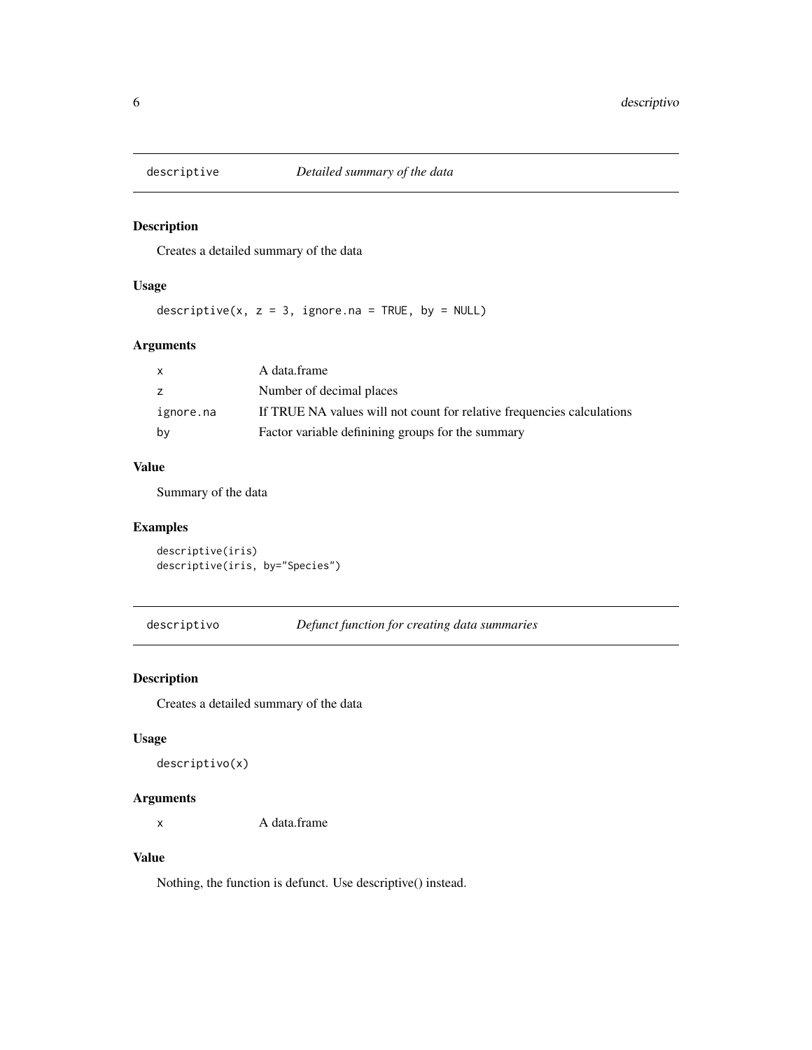## descriptive — *Detailed summary of the data*

### Description

Creates a detailed summary of the data

### Usage

```
descriptive(x, z = 3, ignore.na = TRUE, by = NULL)
```

### Arguments

| | |
|---|---|
| `x` | A data.frame |
| `z` | Number of decimal places |
| `ignore.na` | If TRUE NA values will not count for relative frequencies calculations |
| `by` | Factor variable definining groups for the summary |

### Value

Summary of the data

### Examples

```
descriptive(iris)
descriptive(iris, by="Species")
```

## descriptivo — *Defunct function for creating data summaries*

### Description

Creates a detailed summary of the data

### Usage

```
descriptivo(x)
```

### Arguments

| | |
|---|---|
| `x` | A data.frame |

### Value

Nothing, the function is defunct. Use descriptive() instead.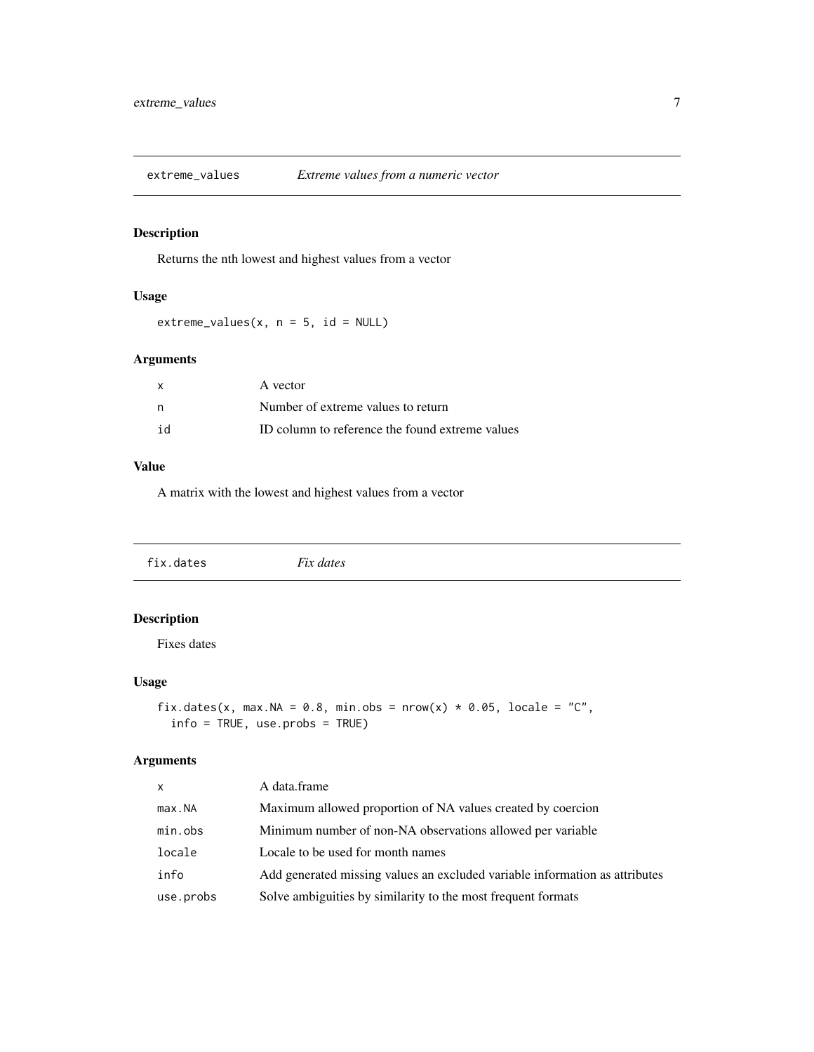## extreme_values — *Extreme values from a numeric vector*

### Description

Returns the nth lowest and highest values from a vector

### Usage

```
extreme_values(x, n = 5, id = NULL)
```

### Arguments

| | |
|---|---|
| x | A vector |
| n | Number of extreme values to return |
| id | ID column to reference the found extreme values |

### Value

A matrix with the lowest and highest values from a vector

## fix.dates — *Fix dates*

### Description

Fixes dates

### Usage

```
fix.dates(x, max.NA = 0.8, min.obs = nrow(x) * 0.05, locale = "C",
  info = TRUE, use.probs = TRUE)
```

### Arguments

| | |
|---|---|
| x | A data.frame |
| max.NA | Maximum allowed proportion of NA values created by coercion |
| min.obs | Minimum number of non-NA observations allowed per variable |
| locale | Locale to be used for month names |
| info | Add generated missing values an excluded variable information as attributes |
| use.probs | Solve ambiguities by similarity to the most frequent formats |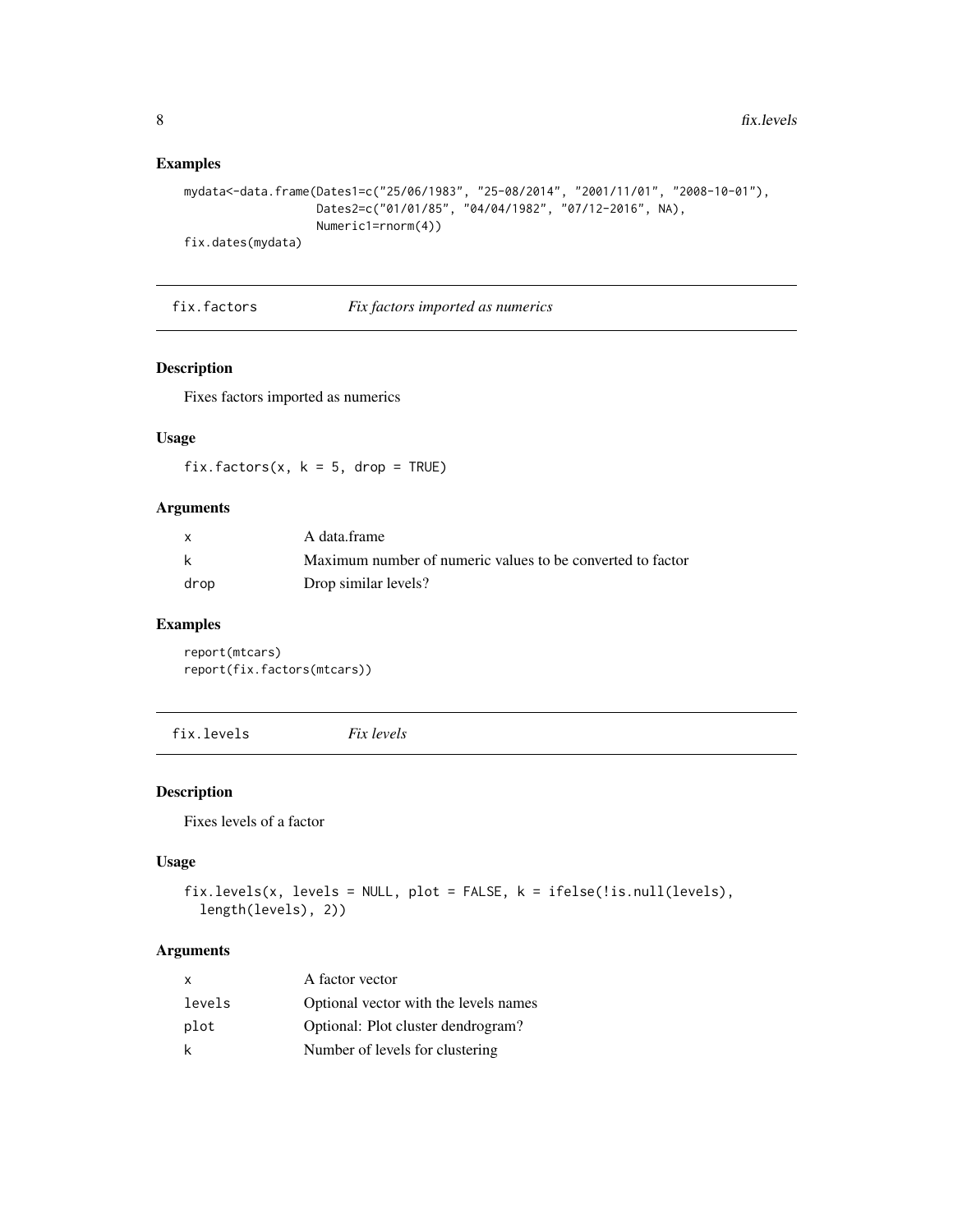## Examples

```
mydata<-data.frame(Dates1=c("25/06/1983", "25-08/2014", "2001/11/01", "2008-10-01"),
                   Dates2=c("01/01/85", "04/04/1982", "07/12-2016", NA),
                   Numeric1=rnorm(4))
fix.dates(mydata)
```

---

# fix.factors *Fix factors imported as numerics*

## Description

Fixes factors imported as numerics

## Usage

```
fix.factors(x, k = 5, drop = TRUE)
```

## Arguments

| | |
|---|---|
| x | A data.frame |
| k | Maximum number of numeric values to be converted to factor |
| drop | Drop similar levels? |

## Examples

```
report(mtcars)
report(fix.factors(mtcars))
```

---

# fix.levels *Fix levels*

## Description

Fixes levels of a factor

## Usage

```
fix.levels(x, levels = NULL, plot = FALSE, k = ifelse(!is.null(levels),
  length(levels), 2))
```

## Arguments

| | |
|---|---|
| x | A factor vector |
| levels | Optional vector with the levels names |
| plot | Optional: Plot cluster dendrogram? |
| k | Number of levels for clustering |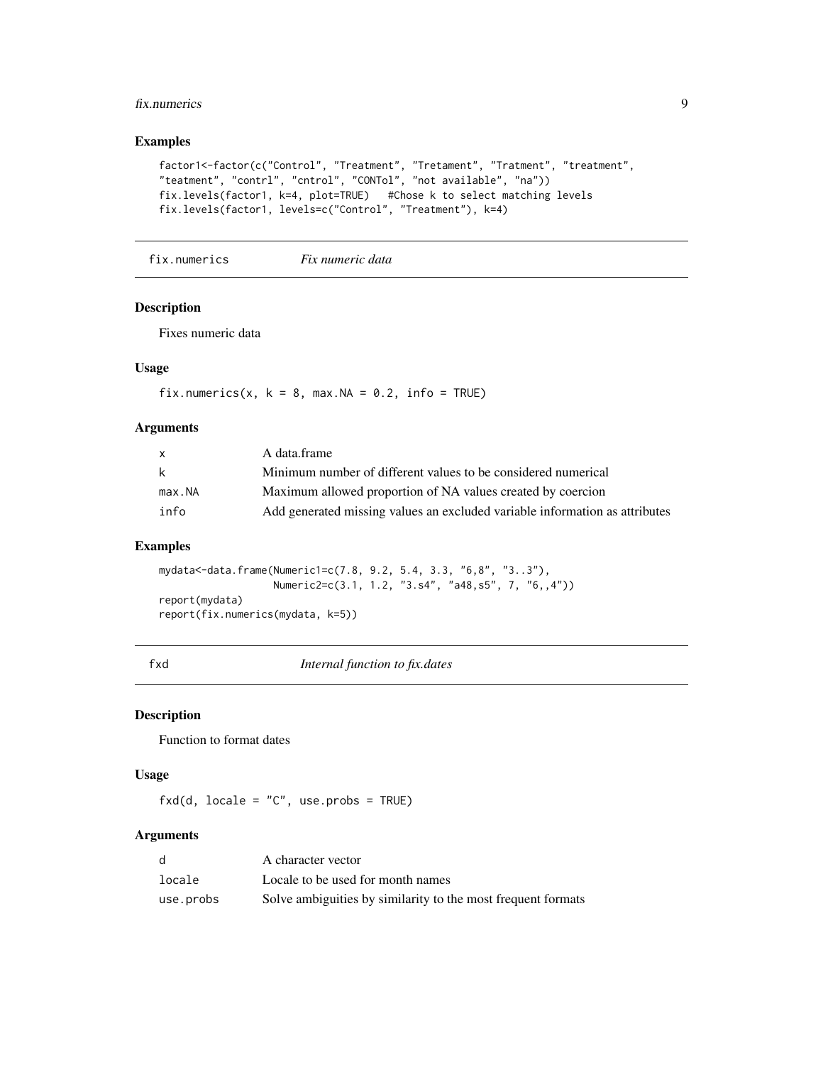### Examples

```
factor1<-factor(c("Control", "Treatment", "Tretament", "Tratment", "treatment",
"teatment", "contrl", "cntrol", "CONTol", "not available", "na"))
fix.levels(factor1, k=4, plot=TRUE)   #Chose k to select matching levels
fix.levels(factor1, levels=c("Control", "Treatment"), k=4)
```

---

## fix.numerics    *Fix numeric data*

### Description

Fixes numeric data

### Usage

```
fix.numerics(x, k = 8, max.NA = 0.2, info = TRUE)
```

### Arguments

| | |
|---|---|
| x | A data.frame |
| k | Minimum number of different values to be considered numerical |
| max.NA | Maximum allowed proportion of NA values created by coercion |
| info | Add generated missing values an excluded variable information as attributes |

### Examples

```
mydata<-data.frame(Numeric1=c(7.8, 9.2, 5.4, 3.3, "6,8", "3..3"),
                   Numeric2=c(3.1, 1.2, "3.s4", "a48,s5", 7, "6,,4"))
report(mydata)
report(fix.numerics(mydata, k=5))
```

---

## fxd    *Internal function to fix.dates*

### Description

Function to format dates

### Usage

```
fxd(d, locale = "C", use.probs = TRUE)
```

### Arguments

| | |
|---|---|
| d | A character vector |
| locale | Locale to be used for month names |
| use.probs | Solve ambiguities by similarity to the most frequent formats |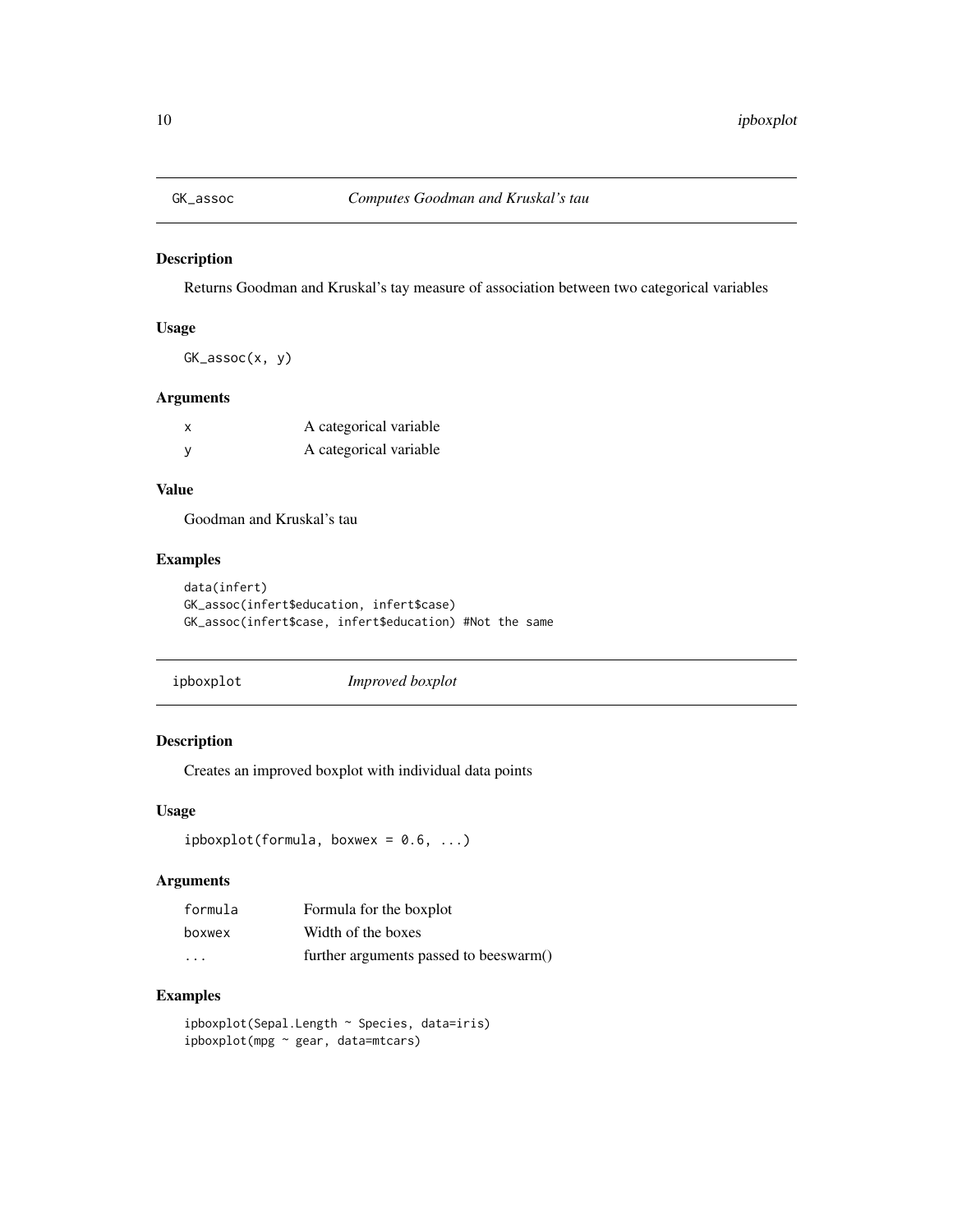## GK_assoc — *Computes Goodman and Kruskal's tau*

### Description

Returns Goodman and Kruskal's tay measure of association between two categorical variables

### Usage

```
GK_assoc(x, y)
```

### Arguments

| | |
|---|---|
| x | A categorical variable |
| y | A categorical variable |

### Value

Goodman and Kruskal's tau

### Examples

```
data(infert)
GK_assoc(infert$education, infert$case)
GK_assoc(infert$case, infert$education) #Not the same
```

## ipboxplot — *Improved boxplot*

### Description

Creates an improved boxplot with individual data points

### Usage

```
ipboxplot(formula, boxwex = 0.6, ...)
```

### Arguments

| | |
|---|---|
| formula | Formula for the boxplot |
| boxwex | Width of the boxes |
| ... | further arguments passed to beeswarm() |

### Examples

```
ipboxplot(Sepal.Length ~ Species, data=iris)
ipboxplot(mpg ~ gear, data=mtcars)
```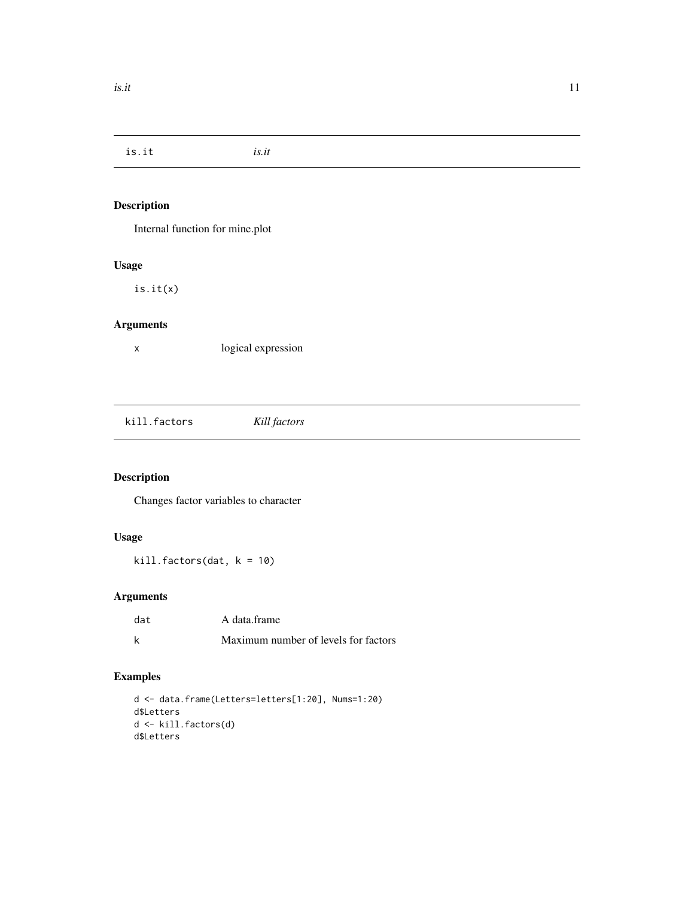## is.it — *is.it*

### Description

Internal function for mine.plot

### Usage

```
is.it(x)
```

### Arguments

| | |
|---|---|
| x | logical expression |

## kill.factors — *Kill factors*

### Description

Changes factor variables to character

### Usage

```
kill.factors(dat, k = 10)
```

### Arguments

| | |
|---|---|
| dat | A data.frame |
| k | Maximum number of levels for factors |

### Examples

```
d <- data.frame(Letters=letters[1:20], Nums=1:20)
d$Letters
d <- kill.factors(d)
d$Letters
```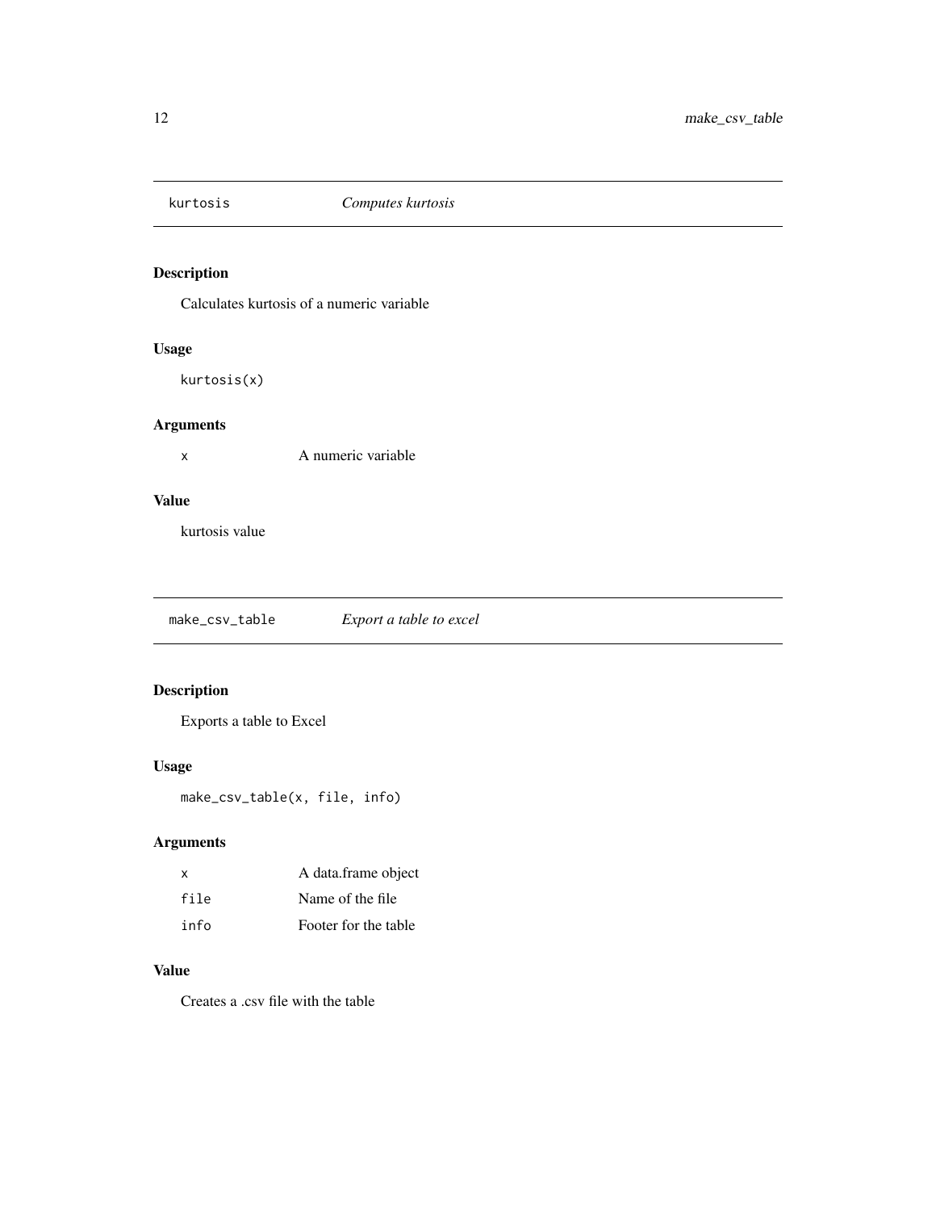## kurtosis — *Computes kurtosis*

### Description

Calculates kurtosis of a numeric variable

### Usage

```
kurtosis(x)
```

### Arguments

| | |
|---|---|
| x | A numeric variable |

### Value

kurtosis value

## make_csv_table — *Export a table to excel*

### Description

Exports a table to Excel

### Usage

```
make_csv_table(x, file, info)
```

### Arguments

| | |
|---|---|
| x | A data.frame object |
| file | Name of the file |
| info | Footer for the table |

### Value

Creates a .csv file with the table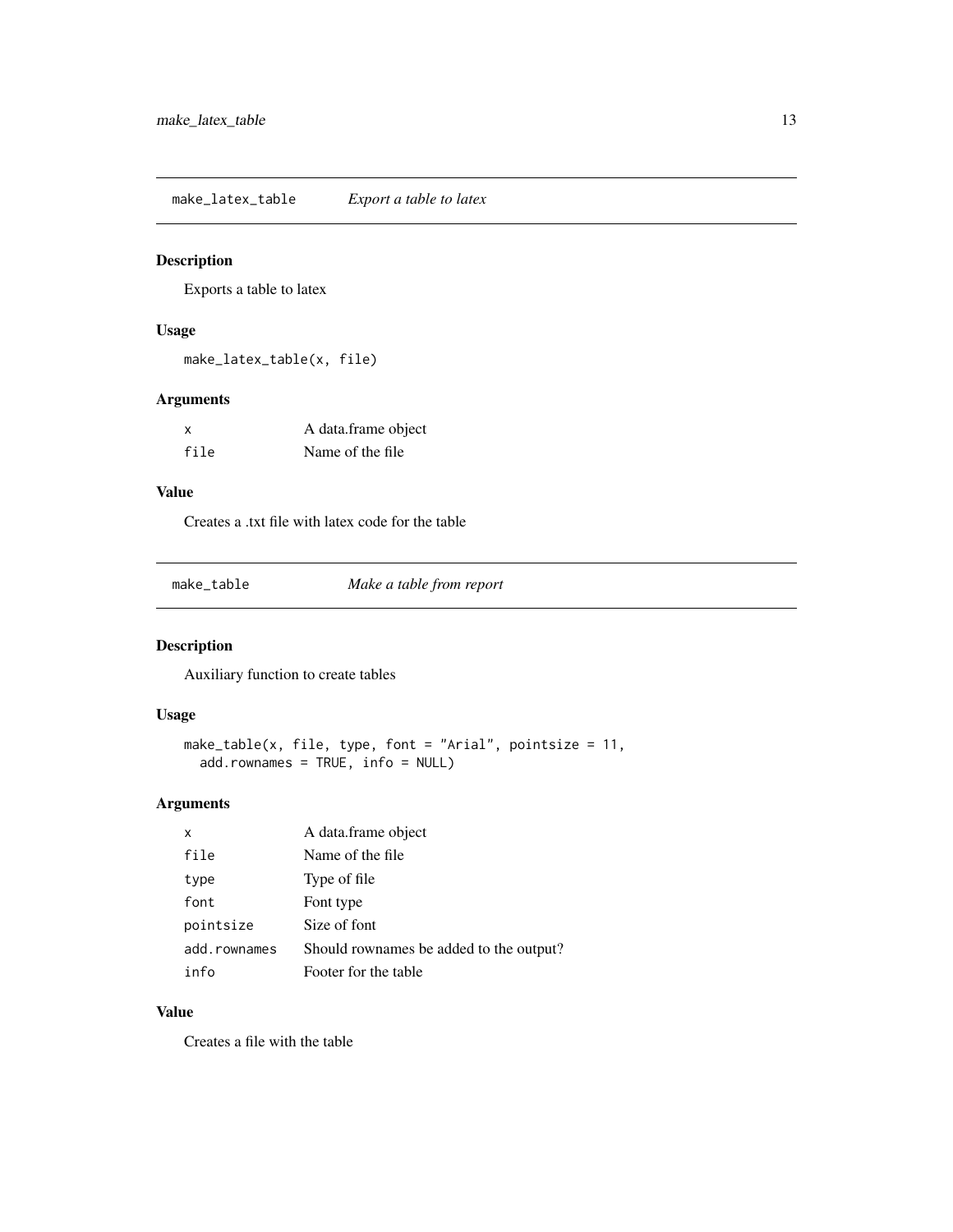## make_latex_table — *Export a table to latex*

### Description

Exports a table to latex

### Usage

```
make_latex_table(x, file)
```

### Arguments

| | |
|---|---|
| x | A data.frame object |
| file | Name of the file |

### Value

Creates a .txt file with latex code for the table

## make_table — *Make a table from report*

### Description

Auxiliary function to create tables

### Usage

```
make_table(x, file, type, font = "Arial", pointsize = 11,
  add.rownames = TRUE, info = NULL)
```

### Arguments

| | |
|---|---|
| x | A data.frame object |
| file | Name of the file |
| type | Type of file |
| font | Font type |
| pointsize | Size of font |
| add.rownames | Should rownames be added to the output? |
| info | Footer for the table |

### Value

Creates a file with the table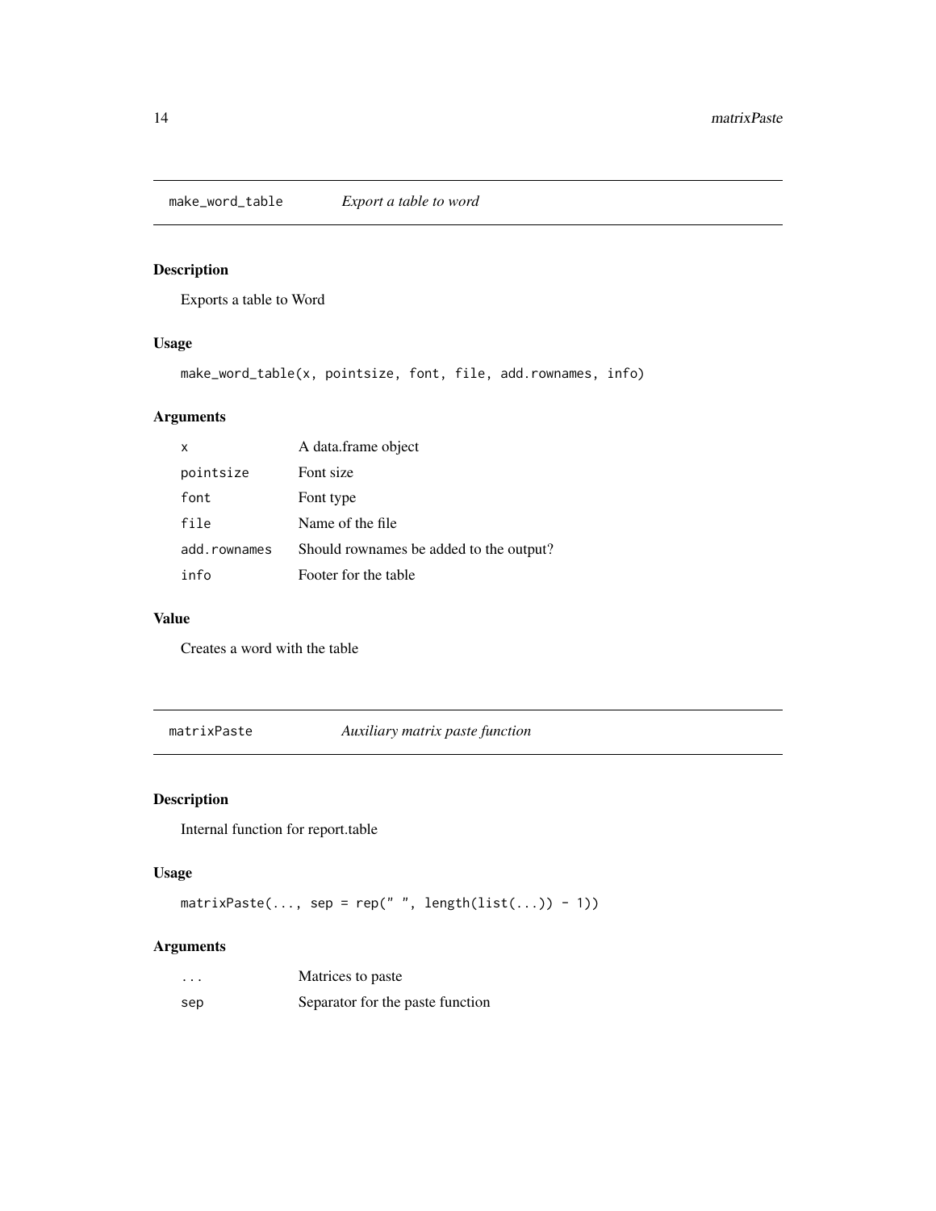## make_word_table *Export a table to word*

### Description

Exports a table to Word

### Usage

```
make_word_table(x, pointsize, font, file, add.rownames, info)
```

### Arguments

| | |
|---|---|
| `x` | A data.frame object |
| `pointsize` | Font size |
| `font` | Font type |
| `file` | Name of the file |
| `add.rownames` | Should rownames be added to the output? |
| `info` | Footer for the table |

### Value

Creates a word with the table

## matrixPaste *Auxiliary matrix paste function*

### Description

Internal function for report.table

### Usage

```
matrixPaste(..., sep = rep(" ", length(list(...)) - 1))
```

### Arguments

| | |
|---|---|
| `...` | Matrices to paste |
| `sep` | Separator for the paste function |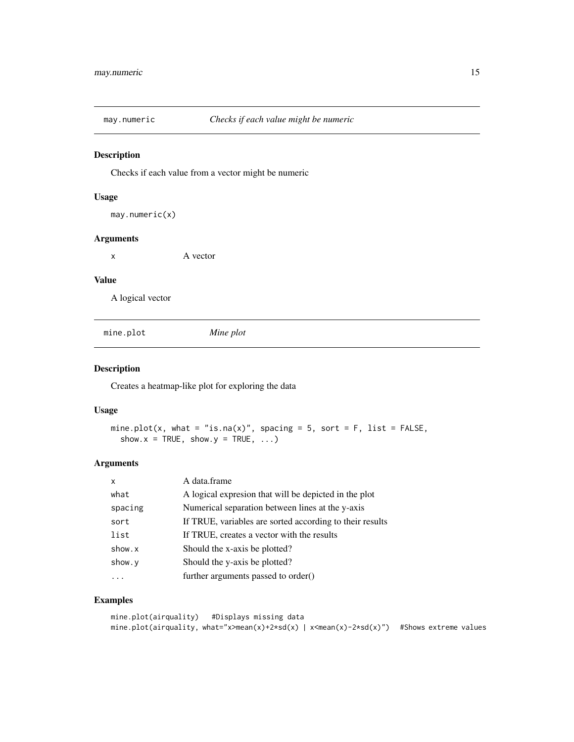## may.numeric *Checks if each value might be numeric*

### Description

Checks if each value from a vector might be numeric

### Usage

```
may.numeric(x)
```

### Arguments

| | |
|---|---|
| x | A vector |

### Value

A logical vector

## mine.plot *Mine plot*

### Description

Creates a heatmap-like plot for exploring the data

### Usage

```
mine.plot(x, what = "is.na(x)", spacing = 5, sort = F, list = FALSE,
  show.x = TRUE, show.y = TRUE, ...)
```

### Arguments

| | |
|---|---|
| x | A data.frame |
| what | A logical expresion that will be depicted in the plot |
| spacing | Numerical separation between lines at the y-axis |
| sort | If TRUE, variables are sorted according to their results |
| list | If TRUE, creates a vector with the results |
| show.x | Should the x-axis be plotted? |
| show.y | Should the y-axis be plotted? |
| ... | further arguments passed to order() |

### Examples

```
mine.plot(airquality)   #Displays missing data
mine.plot(airquality, what="x>mean(x)+2*sd(x) | x<mean(x)-2*sd(x)")   #Shows extreme values
```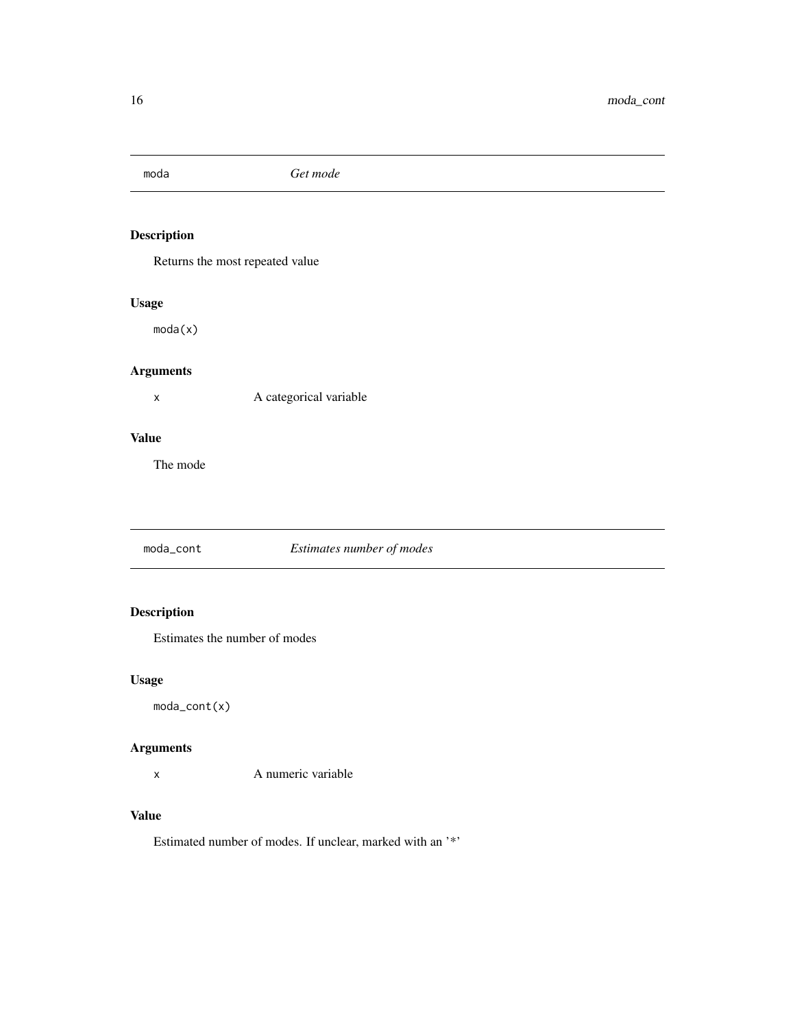## moda — *Get mode*

### Description

Returns the most repeated value

### Usage

```
moda(x)
```

### Arguments

x — A categorical variable

### Value

The mode

## moda_cont — *Estimates number of modes*

### Description

Estimates the number of modes

### Usage

```
moda_cont(x)
```

### Arguments

x — A numeric variable

### Value

Estimated number of modes. If unclear, marked with an '*'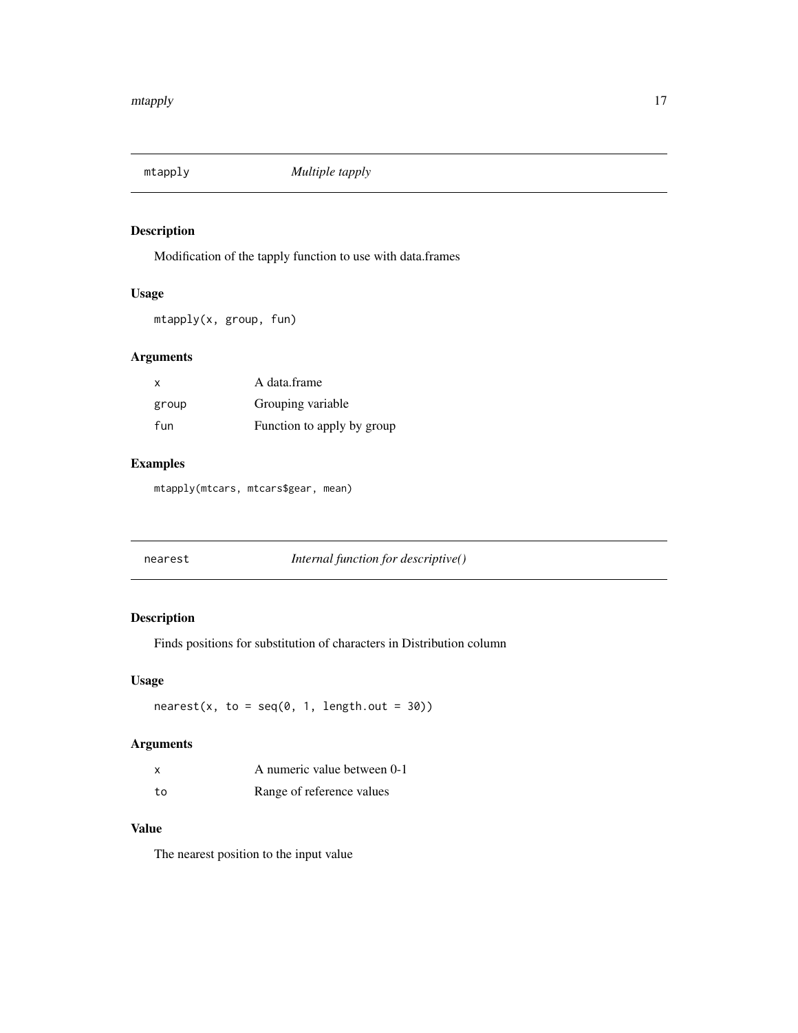## mtapply — *Multiple tapply*

### Description

Modification of the tapply function to use with data.frames

### Usage

```
mtapply(x, group, fun)
```

### Arguments

| | |
|---|---|
| x | A data.frame |
| group | Grouping variable |
| fun | Function to apply by group |

### Examples

```
mtapply(mtcars, mtcars$gear, mean)
```

## nearest — *Internal function for descriptive()*

### Description

Finds positions for substitution of characters in Distribution column

### Usage

```
nearest(x, to = seq(0, 1, length.out = 30))
```

### Arguments

| | |
|---|---|
| x | A numeric value between 0-1 |
| to | Range of reference values |

### Value

The nearest position to the input value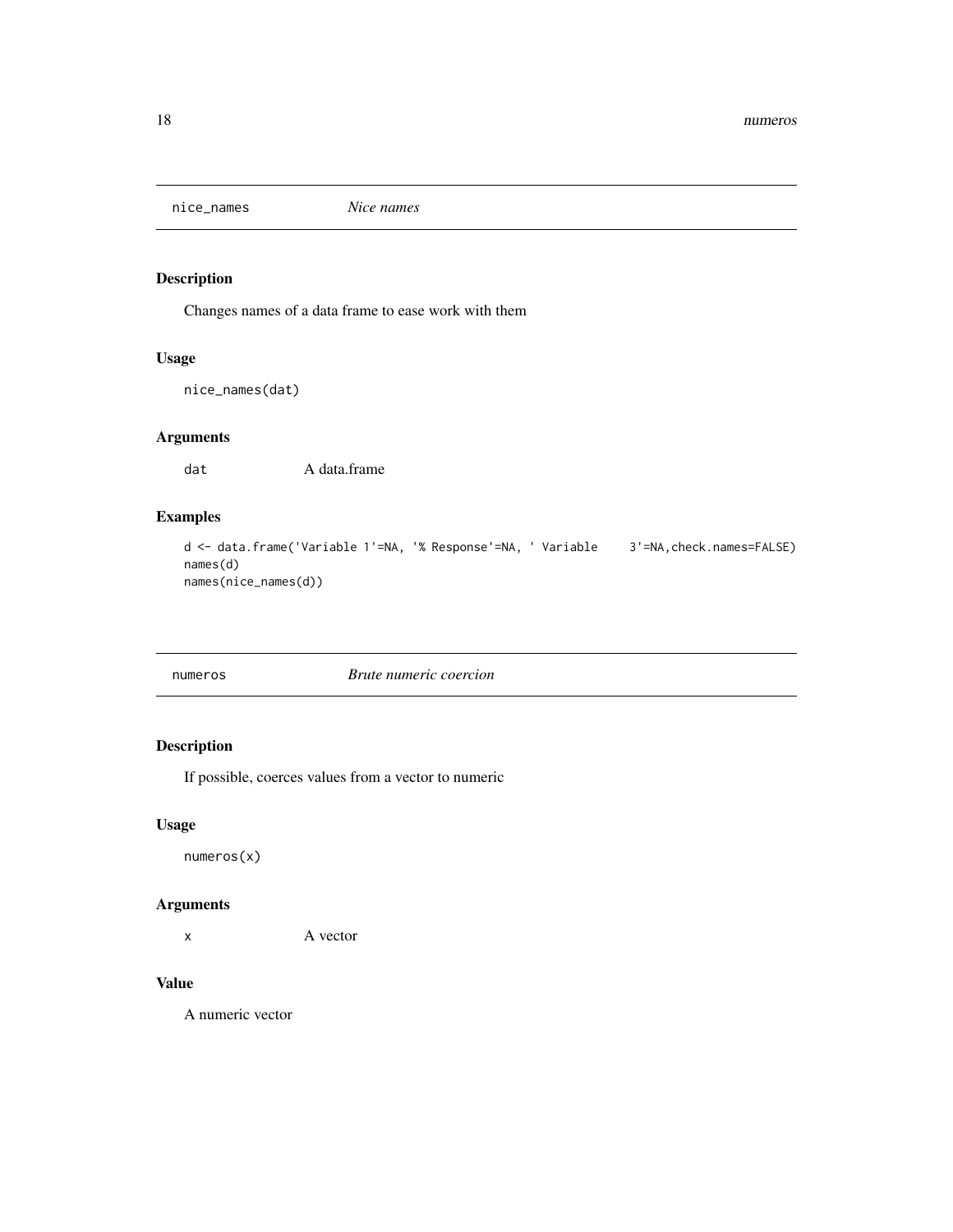## nice_names *Nice names*

### Description

Changes names of a data frame to ease work with them

### Usage

```
nice_names(dat)
```

### Arguments

dat A data.frame

### Examples

```
d <- data.frame('Variable 1'=NA, '% Response'=NA, ' Variable     3'=NA,check.names=FALSE)
names(d)
names(nice_names(d))
```

## numeros *Brute numeric coercion*

### Description

If possible, coerces values from a vector to numeric

### Usage

```
numeros(x)
```

### Arguments

x A vector

### Value

A numeric vector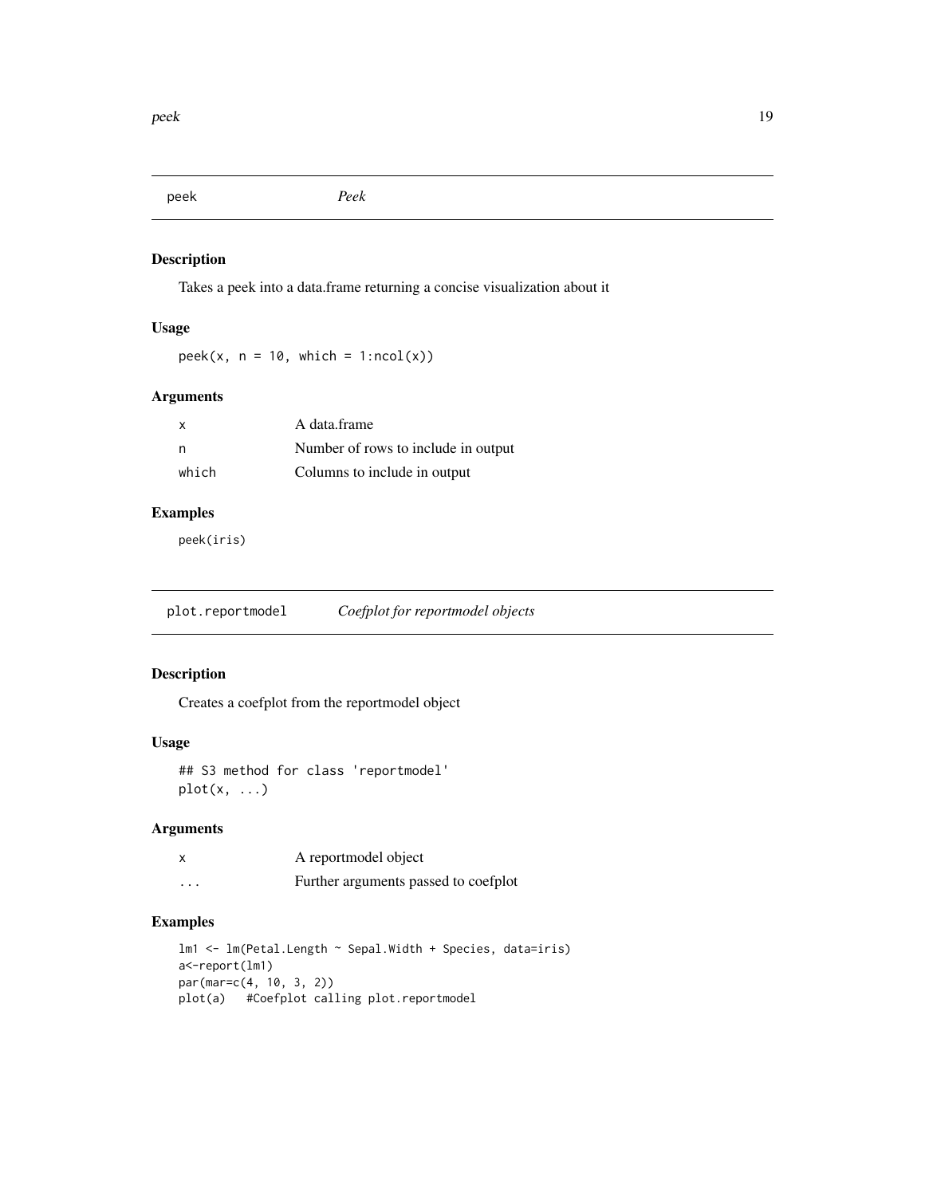## peek — *Peek*

### Description

Takes a peek into a data.frame returning a concise visualization about it

### Usage

```
peek(x, n = 10, which = 1:ncol(x))
```

### Arguments

| | |
|---|---|
| x | A data.frame |
| n | Number of rows to include in output |
| which | Columns to include in output |

### Examples

```
peek(iris)
```

## plot.reportmodel — *Coefplot for reportmodel objects*

### Description

Creates a coefplot from the reportmodel object

### Usage

```
## S3 method for class 'reportmodel'
plot(x, ...)
```

### Arguments

| | |
|---|---|
| x | A reportmodel object |
| ... | Further arguments passed to coefplot |

### Examples

```
lm1 <- lm(Petal.Length ~ Sepal.Width + Species, data=iris)
a<-report(lm1)
par(mar=c(4, 10, 3, 2))
plot(a)   #Coefplot calling plot.reportmodel
```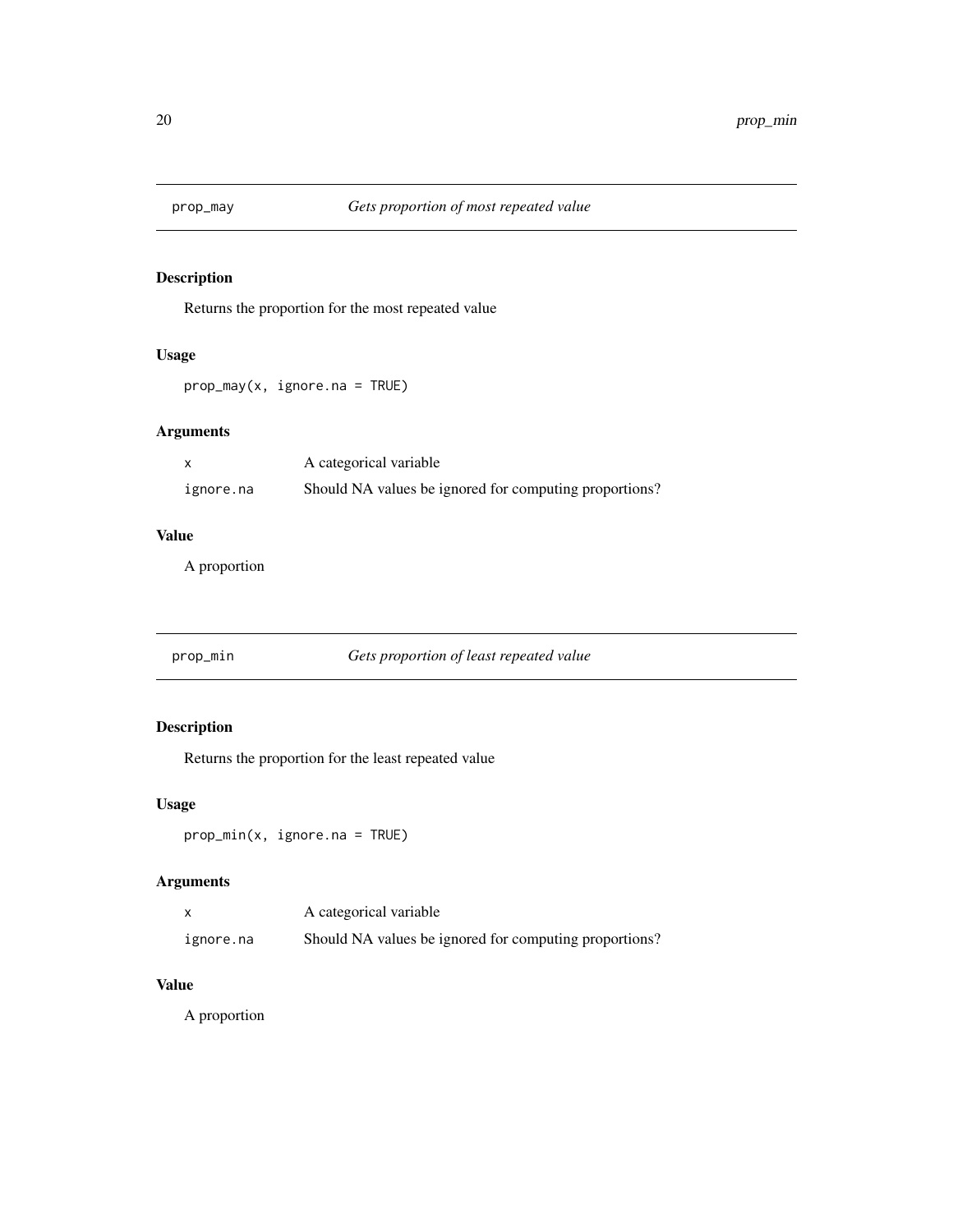## prop_may — *Gets proportion of most repeated value*

### Description

Returns the proportion for the most repeated value

### Usage

```
prop_may(x, ignore.na = TRUE)
```

### Arguments

| | |
|---|---|
| x | A categorical variable |
| ignore.na | Should NA values be ignored for computing proportions? |

### Value

A proportion

## prop_min — *Gets proportion of least repeated value*

### Description

Returns the proportion for the least repeated value

### Usage

```
prop_min(x, ignore.na = TRUE)
```

### Arguments

| | |
|---|---|
| x | A categorical variable |
| ignore.na | Should NA values be ignored for computing proportions? |

### Value

A proportion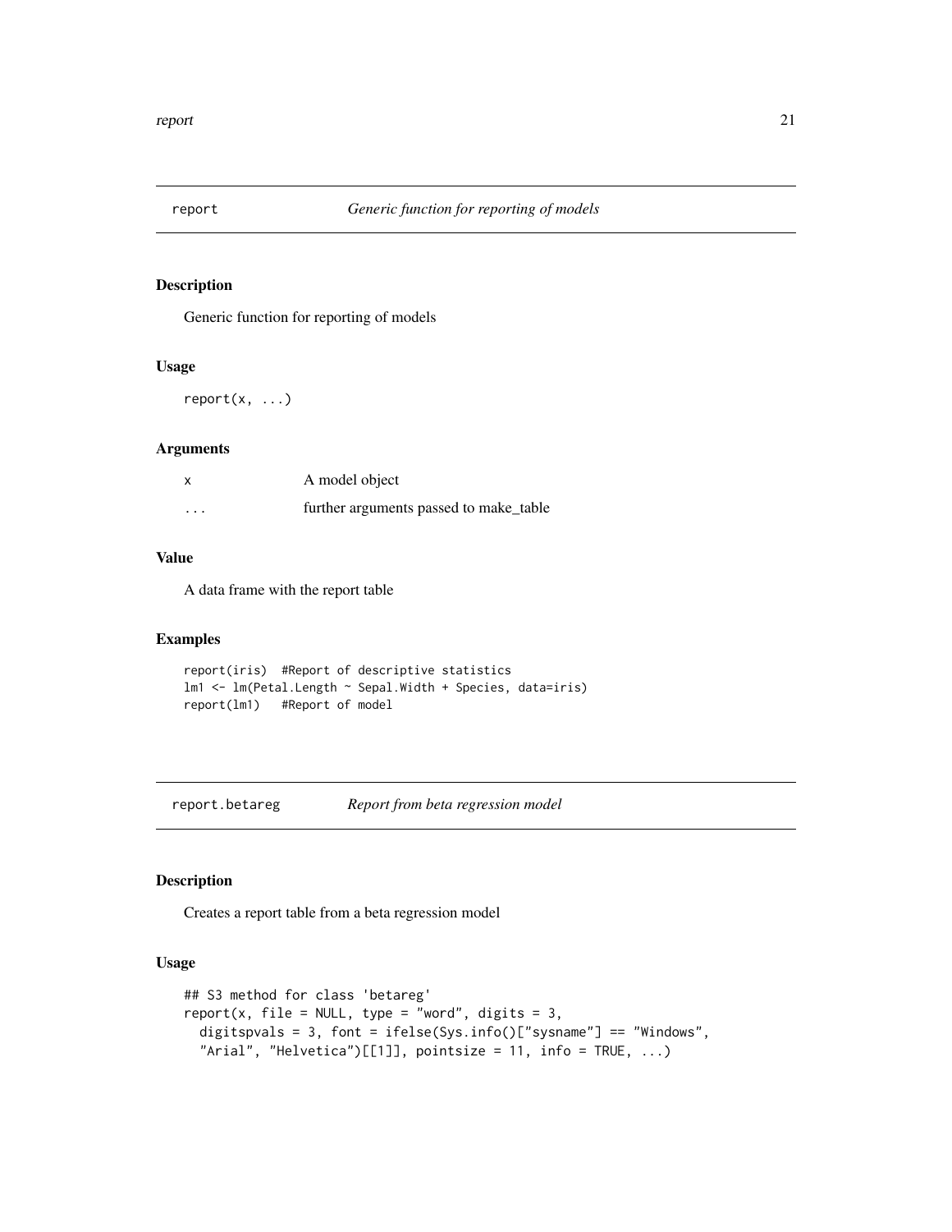## report *Generic function for reporting of models*

### Description

Generic function for reporting of models

### Usage

```
report(x, ...)
```

### Arguments

| | |
|---|---|
| x | A model object |
| ... | further arguments passed to make_table |

### Value

A data frame with the report table

### Examples

```
report(iris)  #Report of descriptive statistics
lm1 <- lm(Petal.Length ~ Sepal.Width + Species, data=iris)
report(lm1)   #Report of model
```

## report.betareg *Report from beta regression model*

### Description

Creates a report table from a beta regression model

### Usage

```
## S3 method for class 'betareg'
report(x, file = NULL, type = "word", digits = 3,
  digitspvals = 3, font = ifelse(Sys.info()["sysname"] == "Windows",
  "Arial", "Helvetica")[[1]], pointsize = 11, info = TRUE, ...)
```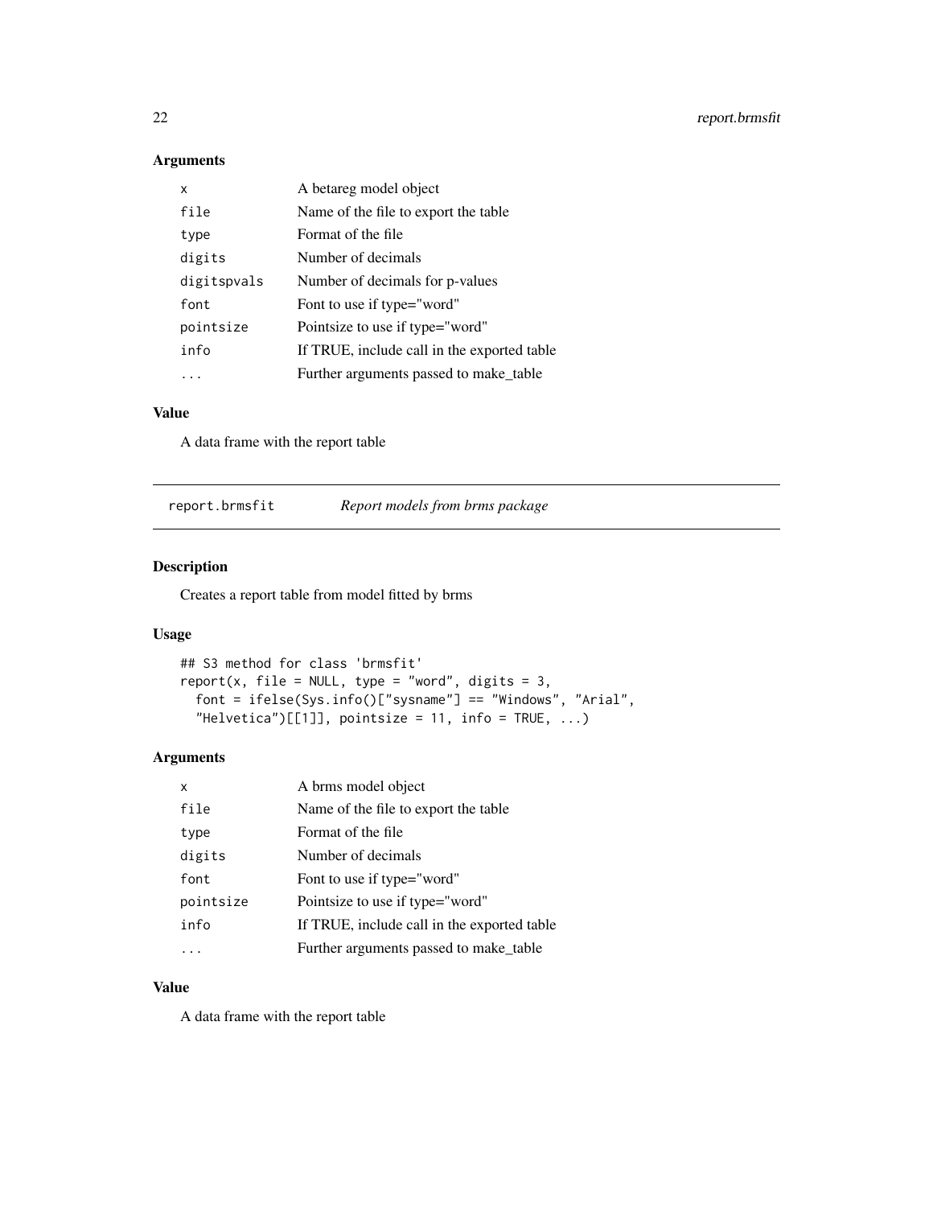### Arguments

| | |
|---|---|
| `x` | A betareg model object |
| `file` | Name of the file to export the table |
| `type` | Format of the file |
| `digits` | Number of decimals |
| `digitspvals` | Number of decimals for p-values |
| `font` | Font to use if type="word" |
| `pointsize` | Pointsize to use if type="word" |
| `info` | If TRUE, include call in the exported table |
| `...` | Further arguments passed to make_table |

### Value

A data frame with the report table

---

## report.brmsfit — *Report models from brms package*

---

### Description

Creates a report table from model fitted by brms

### Usage

```
## S3 method for class 'brmsfit'
report(x, file = NULL, type = "word", digits = 3,
  font = ifelse(Sys.info()["sysname"] == "Windows", "Arial",
  "Helvetica")[[1]], pointsize = 11, info = TRUE, ...)
```

### Arguments

| | |
|---|---|
| `x` | A brms model object |
| `file` | Name of the file to export the table |
| `type` | Format of the file |
| `digits` | Number of decimals |
| `font` | Font to use if type="word" |
| `pointsize` | Pointsize to use if type="word" |
| `info` | If TRUE, include call in the exported table |
| `...` | Further arguments passed to make_table |

### Value

A data frame with the report table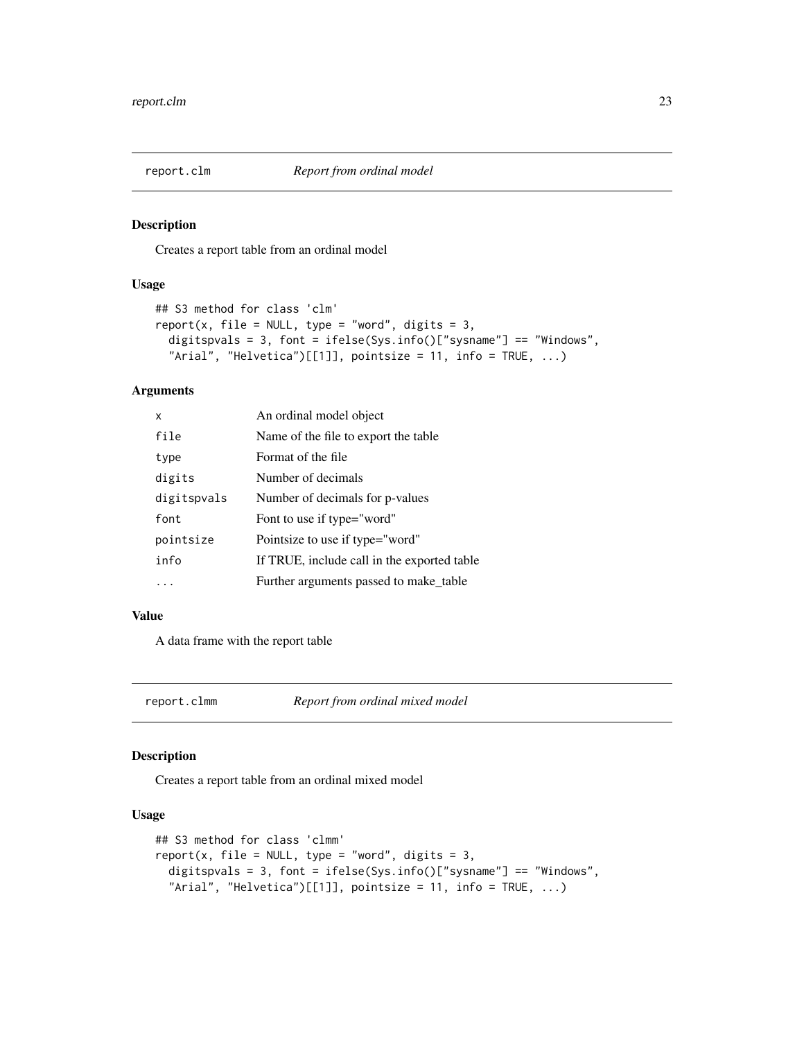## report.clm *Report from ordinal model*

### Description

Creates a report table from an ordinal model

### Usage

```
## S3 method for class 'clm'
report(x, file = NULL, type = "word", digits = 3,
  digitspvals = 3, font = ifelse(Sys.info()["sysname"] == "Windows",
  "Arial", "Helvetica")[[1]], pointsize = 11, info = TRUE, ...)
```

### Arguments

| | |
|---|---|
| `x` | An ordinal model object |
| `file` | Name of the file to export the table |
| `type` | Format of the file |
| `digits` | Number of decimals |
| `digitspvals` | Number of decimals for p-values |
| `font` | Font to use if type="word" |
| `pointsize` | Pointsize to use if type="word" |
| `info` | If TRUE, include call in the exported table |
| `...` | Further arguments passed to make_table |

### Value

A data frame with the report table

## report.clmm *Report from ordinal mixed model*

### Description

Creates a report table from an ordinal mixed model

### Usage

```
## S3 method for class 'clmm'
report(x, file = NULL, type = "word", digits = 3,
  digitspvals = 3, font = ifelse(Sys.info()["sysname"] == "Windows",
  "Arial", "Helvetica")[[1]], pointsize = 11, info = TRUE, ...)
```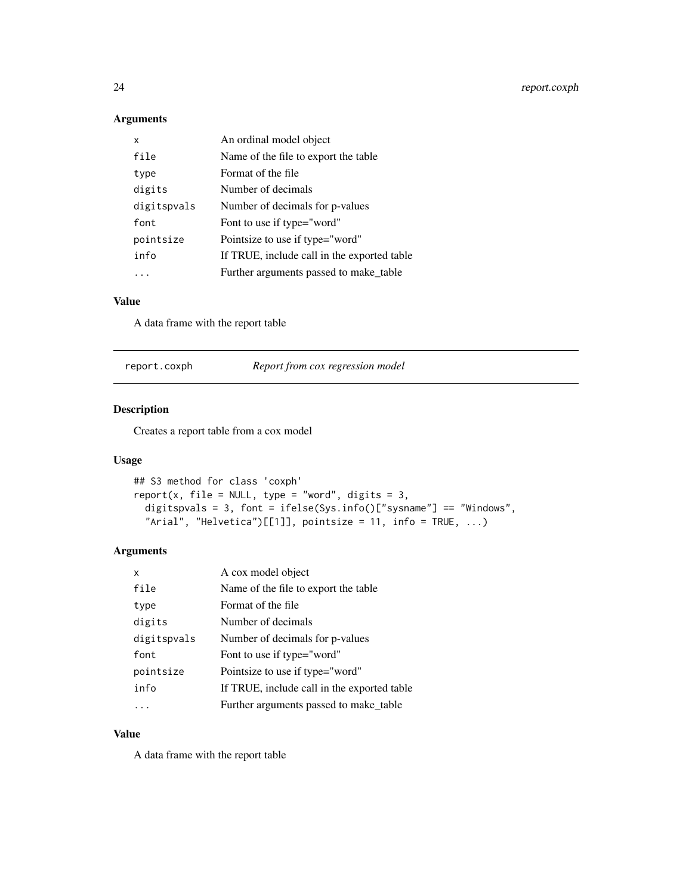### Arguments

| | |
|---|---|
| `x` | An ordinal model object |
| `file` | Name of the file to export the table |
| `type` | Format of the file |
| `digits` | Number of decimals |
| `digitspvals` | Number of decimals for p-values |
| `font` | Font to use if type="word" |
| `pointsize` | Pointsize to use if type="word" |
| `info` | If TRUE, include call in the exported table |
| `...` | Further arguments passed to make_table |

### Value

A data frame with the report table

---

## report.coxph — *Report from cox regression model*

### Description

Creates a report table from a cox model

### Usage

```
## S3 method for class 'coxph'
report(x, file = NULL, type = "word", digits = 3,
  digitspvals = 3, font = ifelse(Sys.info()["sysname"] == "Windows",
  "Arial", "Helvetica")[[1]], pointsize = 11, info = TRUE, ...)
```

### Arguments

| | |
|---|---|
| `x` | A cox model object |
| `file` | Name of the file to export the table |
| `type` | Format of the file |
| `digits` | Number of decimals |
| `digitspvals` | Number of decimals for p-values |
| `font` | Font to use if type="word" |
| `pointsize` | Pointsize to use if type="word" |
| `info` | If TRUE, include call in the exported table |
| `...` | Further arguments passed to make_table |

### Value

A data frame with the report table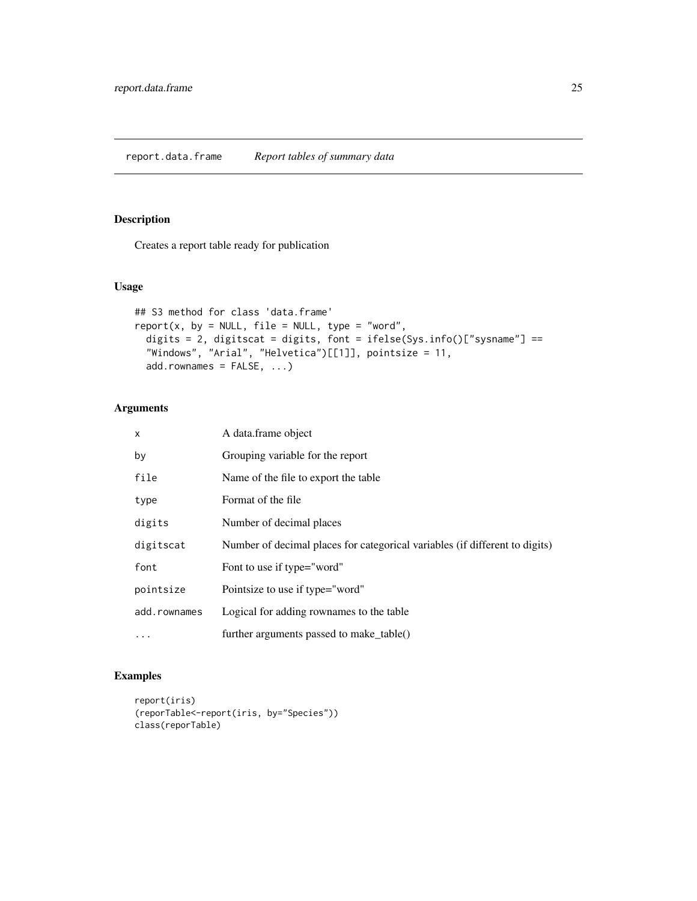## report.data.frame *Report tables of summary data*

### Description

Creates a report table ready for publication

### Usage

```
## S3 method for class 'data.frame'
report(x, by = NULL, file = NULL, type = "word",
  digits = 2, digitscat = digits, font = ifelse(Sys.info()["sysname"] ==
  "Windows", "Arial", "Helvetica")[[1]], pointsize = 11,
  add.rownames = FALSE, ...)
```

### Arguments

| | |
|---|---|
| `x` | A data.frame object |
| `by` | Grouping variable for the report |
| `file` | Name of the file to export the table |
| `type` | Format of the file |
| `digits` | Number of decimal places |
| `digitscat` | Number of decimal places for categorical variables (if different to digits) |
| `font` | Font to use if type="word" |
| `pointsize` | Pointsize to use if type="word" |
| `add.rownames` | Logical for adding rownames to the table |
| `...` | further arguments passed to make_table() |

### Examples

```
report(iris)
(reporTable<-report(iris, by="Species"))
class(reporTable)
```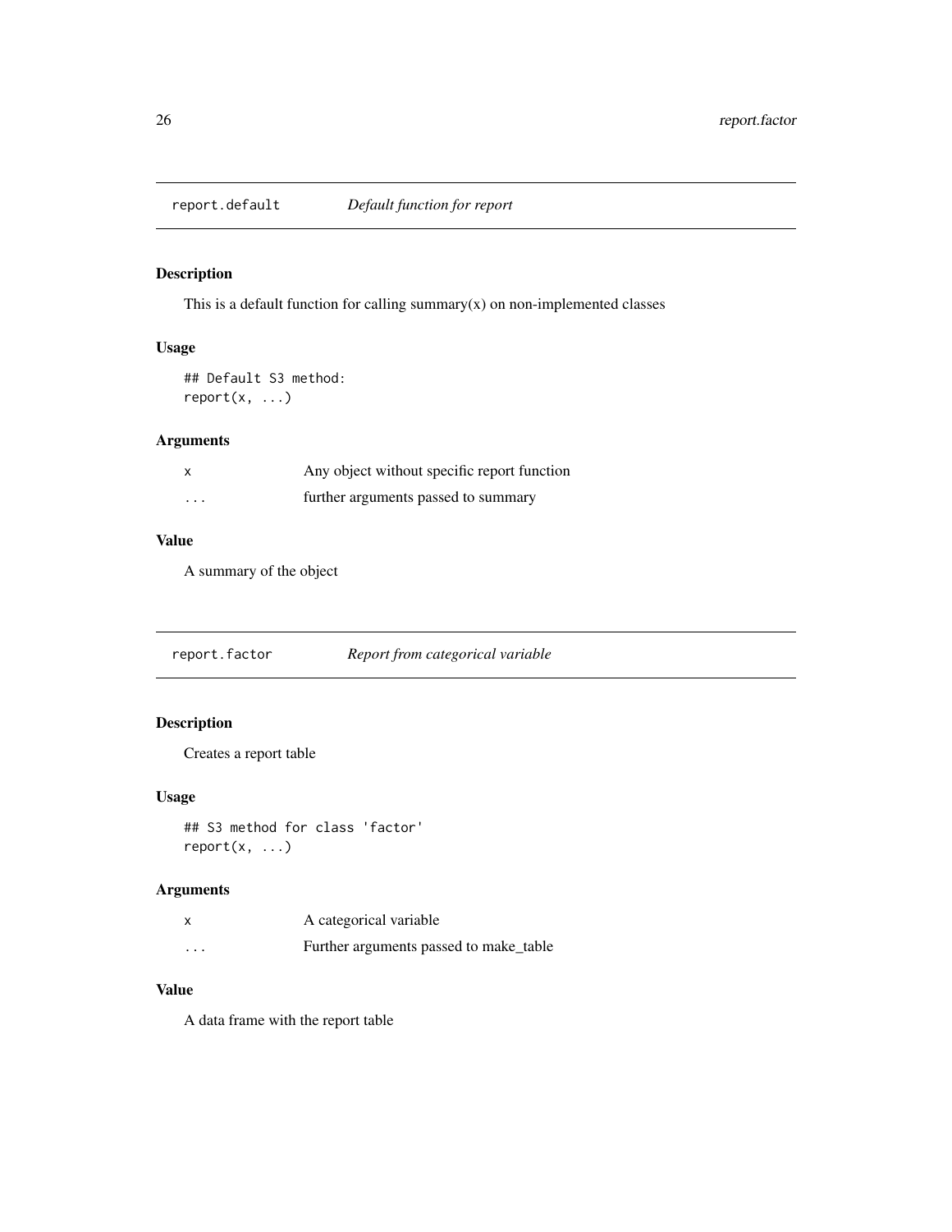## report.default — *Default function for report*

### Description

This is a default function for calling summary(x) on non-implemented classes

### Usage

```
## Default S3 method:
report(x, ...)
```

### Arguments

| | |
|---|---|
| x | Any object without specific report function |
| ... | further arguments passed to summary |

### Value

A summary of the object

## report.factor — *Report from categorical variable*

### Description

Creates a report table

### Usage

```
## S3 method for class 'factor'
report(x, ...)
```

### Arguments

| | |
|---|---|
| x | A categorical variable |
| ... | Further arguments passed to make_table |

### Value

A data frame with the report table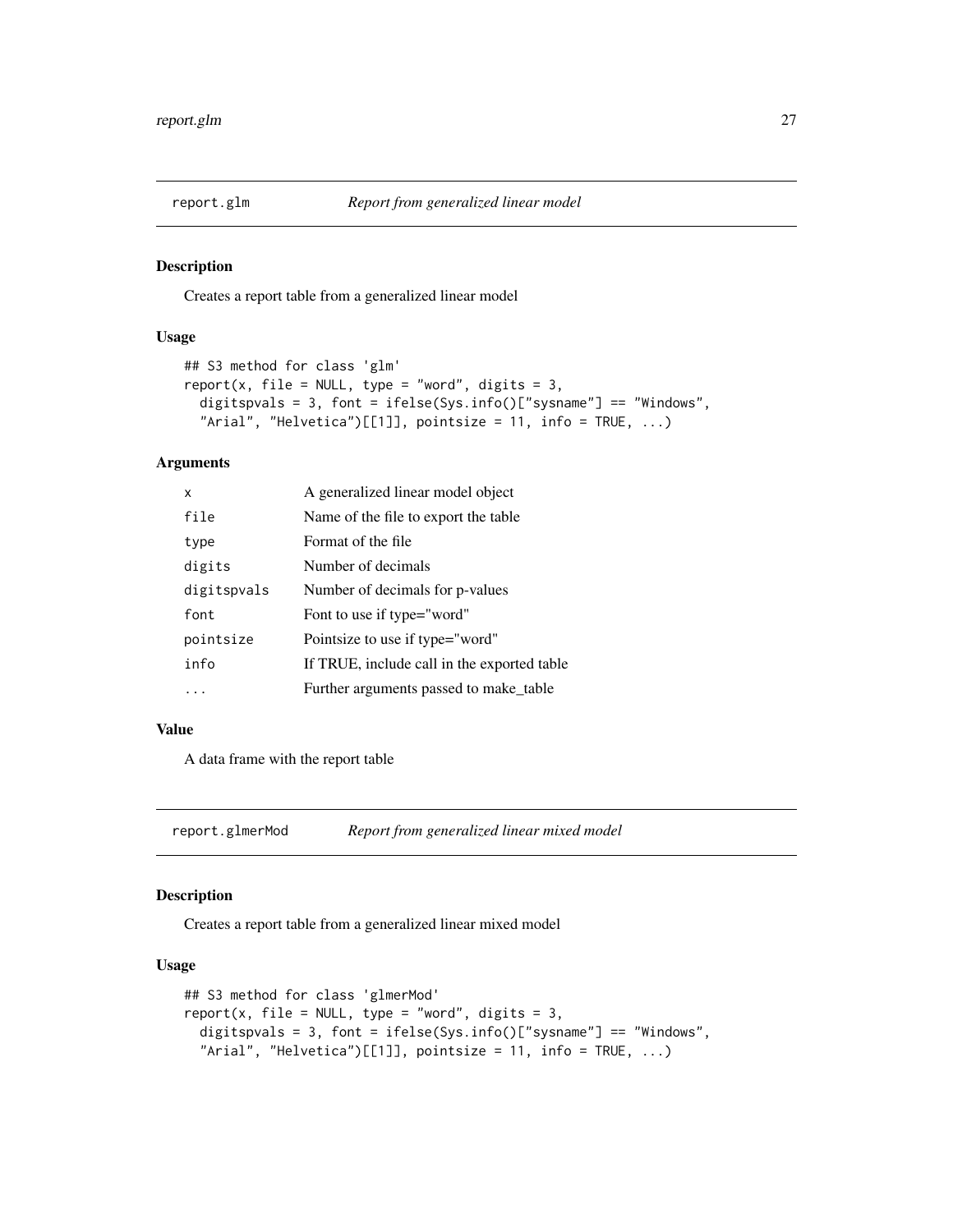## report.glm *Report from generalized linear model*

### Description

Creates a report table from a generalized linear model

### Usage

```
## S3 method for class 'glm'
report(x, file = NULL, type = "word", digits = 3,
  digitspvals = 3, font = ifelse(Sys.info()["sysname"] == "Windows",
  "Arial", "Helvetica")[[1]], pointsize = 11, info = TRUE, ...)
```

### Arguments

| | |
|---|---|
| x | A generalized linear model object |
| file | Name of the file to export the table |
| type | Format of the file |
| digits | Number of decimals |
| digitspvals | Number of decimals for p-values |
| font | Font to use if type="word" |
| pointsize | Pointsize to use if type="word" |
| info | If TRUE, include call in the exported table |
| ... | Further arguments passed to make_table |

### Value

A data frame with the report table

## report.glmerMod *Report from generalized linear mixed model*

### Description

Creates a report table from a generalized linear mixed model

### Usage

```
## S3 method for class 'glmerMod'
report(x, file = NULL, type = "word", digits = 3,
  digitspvals = 3, font = ifelse(Sys.info()["sysname"] == "Windows",
  "Arial", "Helvetica")[[1]], pointsize = 11, info = TRUE, ...)
```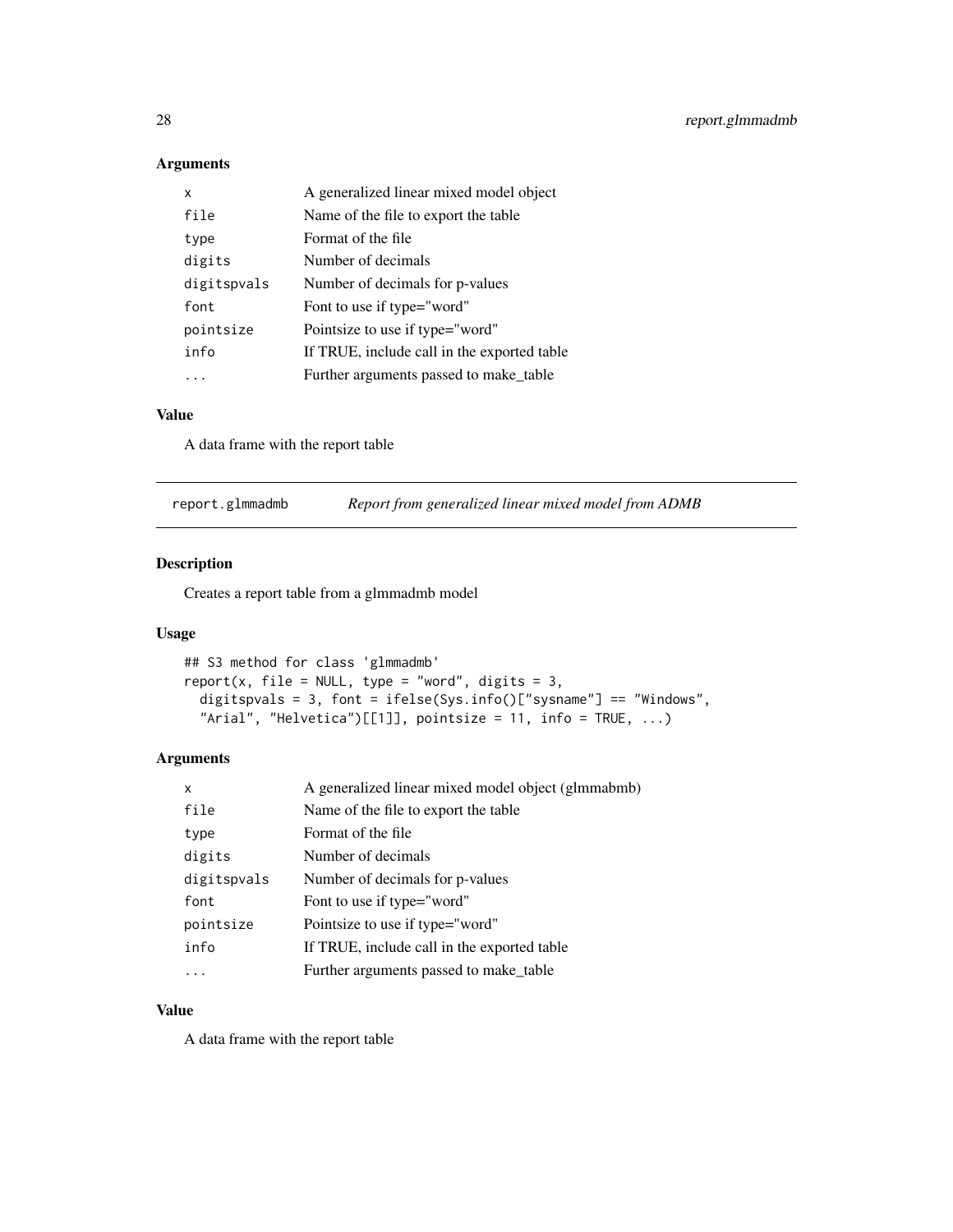### Arguments

| | |
|---|---|
| x | A generalized linear mixed model object |
| file | Name of the file to export the table |
| type | Format of the file |
| digits | Number of decimals |
| digitspvals | Number of decimals for p-values |
| font | Font to use if type="word" |
| pointsize | Pointsize to use if type="word" |
| info | If TRUE, include call in the exported table |
| ... | Further arguments passed to make_table |

### Value

A data frame with the report table

---

## report.glmmadmb *Report from generalized linear mixed model from ADMB*

### Description

Creates a report table from a glmmadmb model

### Usage

```
## S3 method for class 'glmmadmb'
report(x, file = NULL, type = "word", digits = 3,
  digitspvals = 3, font = ifelse(Sys.info()["sysname"] == "Windows",
  "Arial", "Helvetica")[[1]], pointsize = 11, info = TRUE, ...)
```

### Arguments

| | |
|---|---|
| x | A generalized linear mixed model object (glmmabmb) |
| file | Name of the file to export the table |
| type | Format of the file |
| digits | Number of decimals |
| digitspvals | Number of decimals for p-values |
| font | Font to use if type="word" |
| pointsize | Pointsize to use if type="word" |
| info | If TRUE, include call in the exported table |
| ... | Further arguments passed to make_table |

### Value

A data frame with the report table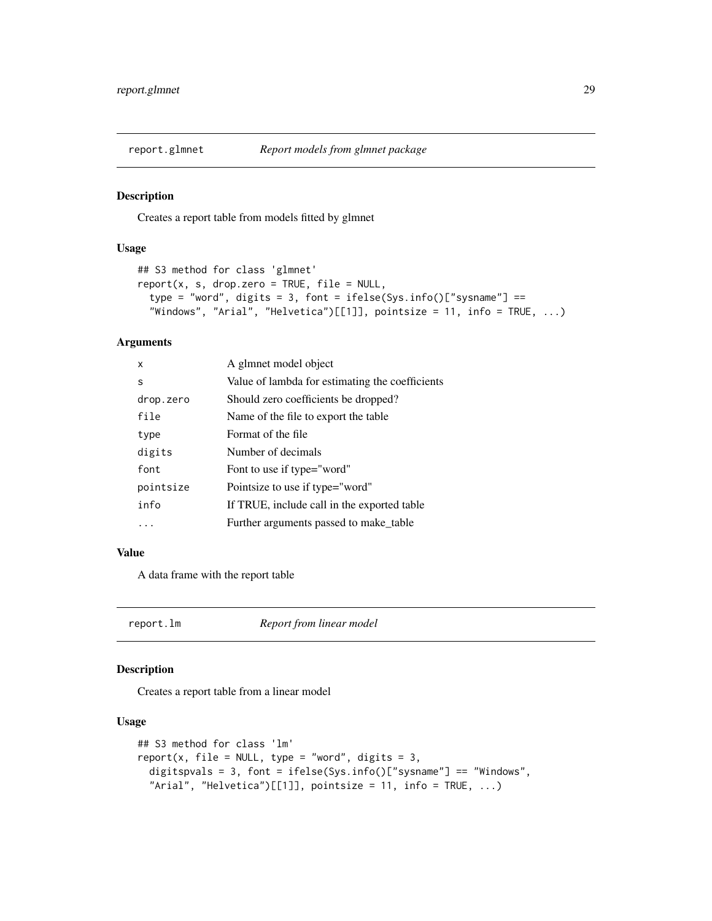## report.glmnet *Report models from glmnet package*

### Description

Creates a report table from models fitted by glmnet

### Usage

```
## S3 method for class 'glmnet'
report(x, s, drop.zero = TRUE, file = NULL,
  type = "word", digits = 3, font = ifelse(Sys.info()["sysname"] ==
  "Windows", "Arial", "Helvetica")[[1]], pointsize = 11, info = TRUE, ...)
```

### Arguments

| | |
|---|---|
| `x` | A glmnet model object |
| `s` | Value of lambda for estimating the coefficients |
| `drop.zero` | Should zero coefficients be dropped? |
| `file` | Name of the file to export the table |
| `type` | Format of the file |
| `digits` | Number of decimals |
| `font` | Font to use if type="word" |
| `pointsize` | Pointsize to use if type="word" |
| `info` | If TRUE, include call in the exported table |
| `...` | Further arguments passed to make_table |

### Value

A data frame with the report table

## report.lm *Report from linear model*

### Description

Creates a report table from a linear model

### Usage

```
## S3 method for class 'lm'
report(x, file = NULL, type = "word", digits = 3,
  digitspvals = 3, font = ifelse(Sys.info()["sysname"] == "Windows",
  "Arial", "Helvetica")[[1]], pointsize = 11, info = TRUE, ...)
```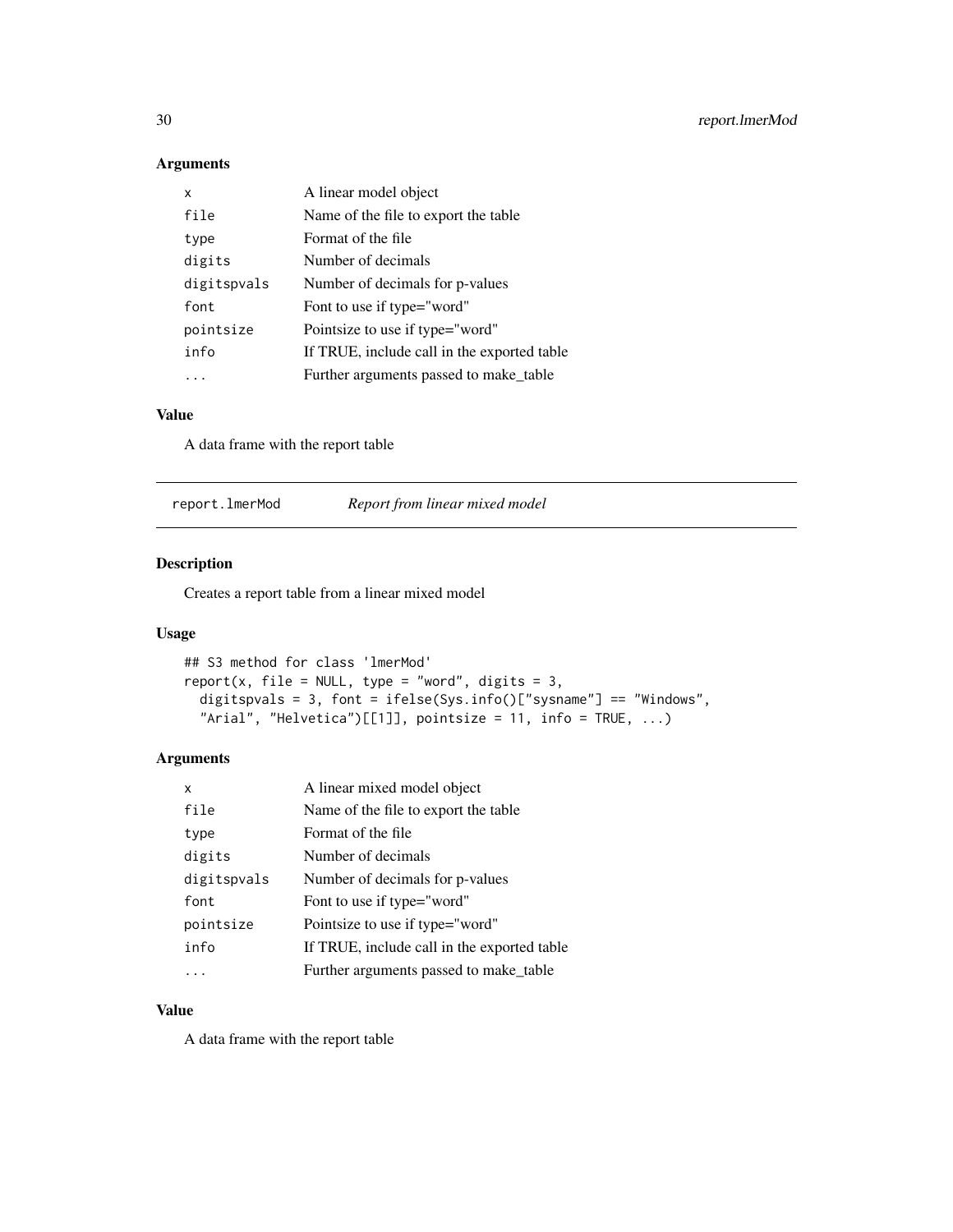### Arguments

| | |
|---|---|
| `x` | A linear model object |
| `file` | Name of the file to export the table |
| `type` | Format of the file |
| `digits` | Number of decimals |
| `digitspvals` | Number of decimals for p-values |
| `font` | Font to use if type="word" |
| `pointsize` | Pointsize to use if type="word" |
| `info` | If TRUE, include call in the exported table |
| `...` | Further arguments passed to make_table |

### Value

A data frame with the report table

---

## report.lmerMod *Report from linear mixed model*

### Description

Creates a report table from a linear mixed model

### Usage

```
## S3 method for class 'lmerMod'
report(x, file = NULL, type = "word", digits = 3,
  digitspvals = 3, font = ifelse(Sys.info()["sysname"] == "Windows",
  "Arial", "Helvetica")[[1]], pointsize = 11, info = TRUE, ...)
```

### Arguments

| | |
|---|---|
| `x` | A linear mixed model object |
| `file` | Name of the file to export the table |
| `type` | Format of the file |
| `digits` | Number of decimals |
| `digitspvals` | Number of decimals for p-values |
| `font` | Font to use if type="word" |
| `pointsize` | Pointsize to use if type="word" |
| `info` | If TRUE, include call in the exported table |
| `...` | Further arguments passed to make_table |

### Value

A data frame with the report table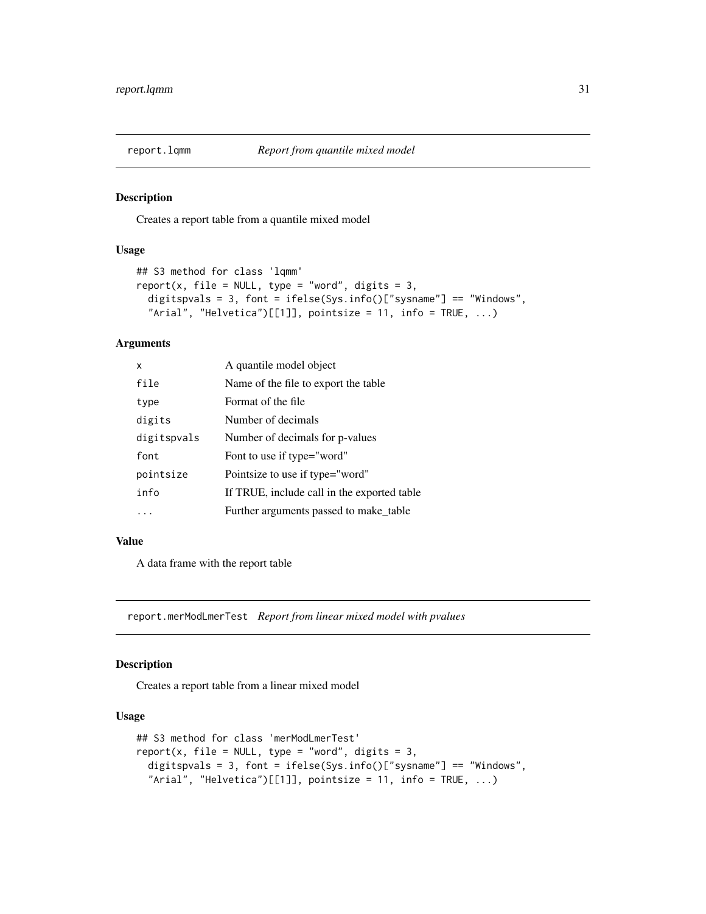## report.lqmm — *Report from quantile mixed model*

### Description

Creates a report table from a quantile mixed model

### Usage

```
## S3 method for class 'lqmm'
report(x, file = NULL, type = "word", digits = 3,
  digitspvals = 3, font = ifelse(Sys.info()["sysname"] == "Windows",
  "Arial", "Helvetica")[[1]], pointsize = 11, info = TRUE, ...)
```

### Arguments

| | |
|---|---|
| x | A quantile model object |
| file | Name of the file to export the table |
| type | Format of the file |
| digits | Number of decimals |
| digitspvals | Number of decimals for p-values |
| font | Font to use if type="word" |
| pointsize | Pointsize to use if type="word" |
| info | If TRUE, include call in the exported table |
| ... | Further arguments passed to make_table |

### Value

A data frame with the report table

## report.merModLmerTest — *Report from linear mixed model with pvalues*

### Description

Creates a report table from a linear mixed model

### Usage

```
## S3 method for class 'merModLmerTest'
report(x, file = NULL, type = "word", digits = 3,
  digitspvals = 3, font = ifelse(Sys.info()["sysname"] == "Windows",
  "Arial", "Helvetica")[[1]], pointsize = 11, info = TRUE, ...)
```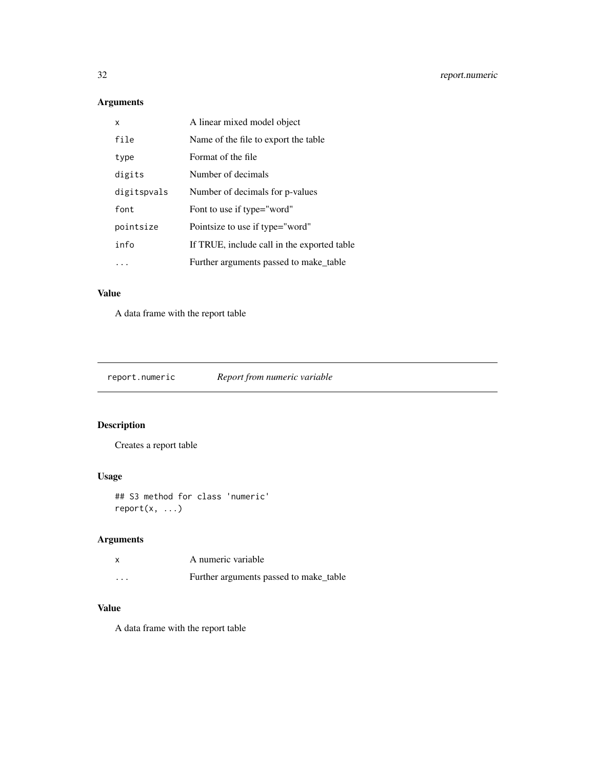## Arguments

| | |
|---|---|
| x | A linear mixed model object |
| file | Name of the file to export the table |
| type | Format of the file |
| digits | Number of decimals |
| digitspvals | Number of decimals for p-values |
| font | Font to use if type="word" |
| pointsize | Pointsize to use if type="word" |
| info | If TRUE, include call in the exported table |
| ... | Further arguments passed to make_table |

## Value

A data frame with the report table

---

# report.numeric — *Report from numeric variable*

## Description

Creates a report table

## Usage

```
## S3 method for class 'numeric'
report(x, ...)
```

## Arguments

| | |
|---|---|
| x | A numeric variable |
| ... | Further arguments passed to make_table |

## Value

A data frame with the report table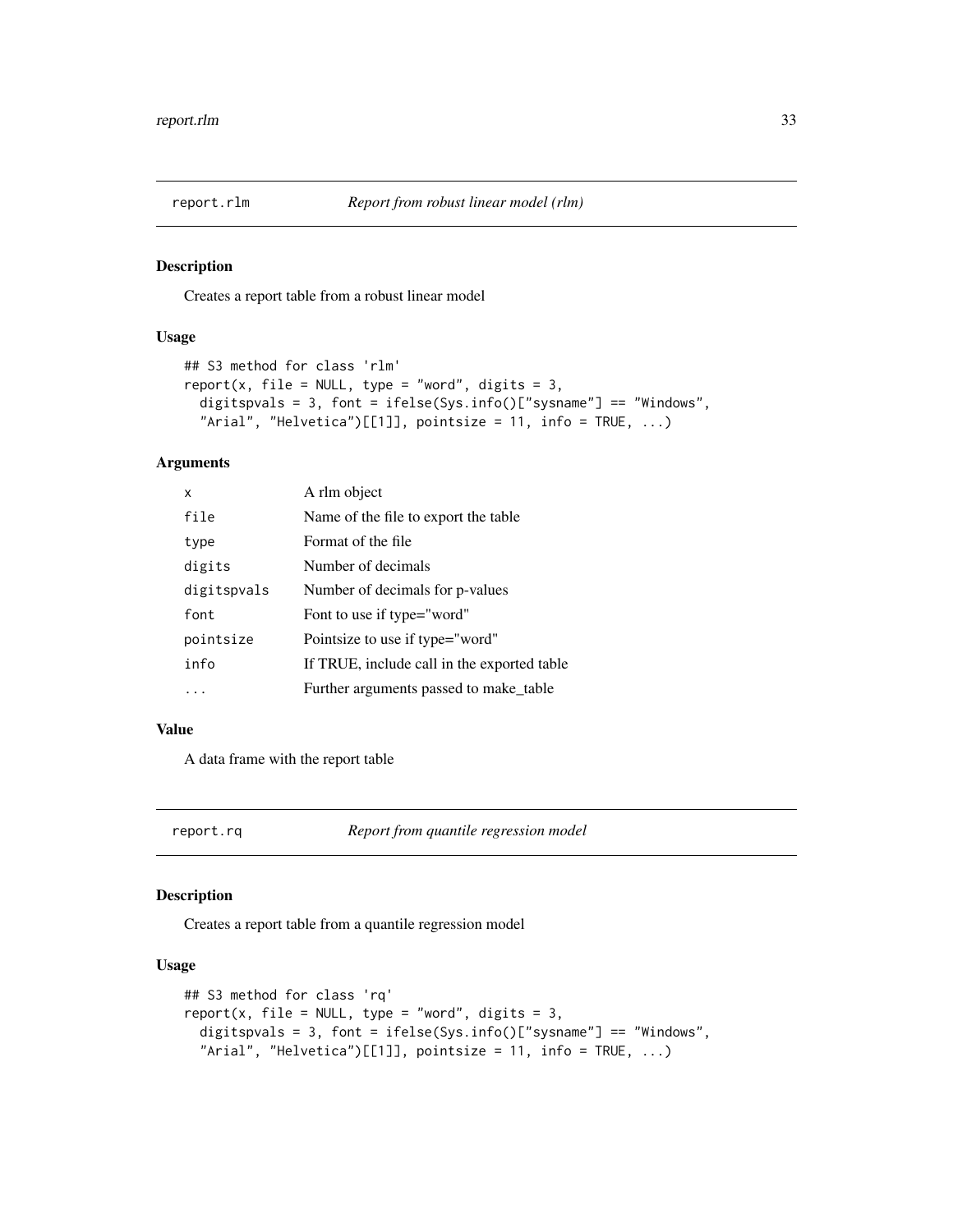## report.rlm *Report from robust linear model (rlm)*

### Description

Creates a report table from a robust linear model

### Usage

```
## S3 method for class 'rlm'
report(x, file = NULL, type = "word", digits = 3,
  digitspvals = 3, font = ifelse(Sys.info()["sysname"] == "Windows",
  "Arial", "Helvetica")[[1]], pointsize = 11, info = TRUE, ...)
```

### Arguments

| | |
|---|---|
| x | A rlm object |
| file | Name of the file to export the table |
| type | Format of the file |
| digits | Number of decimals |
| digitspvals | Number of decimals for p-values |
| font | Font to use if type="word" |
| pointsize | Pointsize to use if type="word" |
| info | If TRUE, include call in the exported table |
| ... | Further arguments passed to make_table |

### Value

A data frame with the report table

## report.rq *Report from quantile regression model*

### Description

Creates a report table from a quantile regression model

### Usage

```
## S3 method for class 'rq'
report(x, file = NULL, type = "word", digits = 3,
  digitspvals = 3, font = ifelse(Sys.info()["sysname"] == "Windows",
  "Arial", "Helvetica")[[1]], pointsize = 11, info = TRUE, ...)
```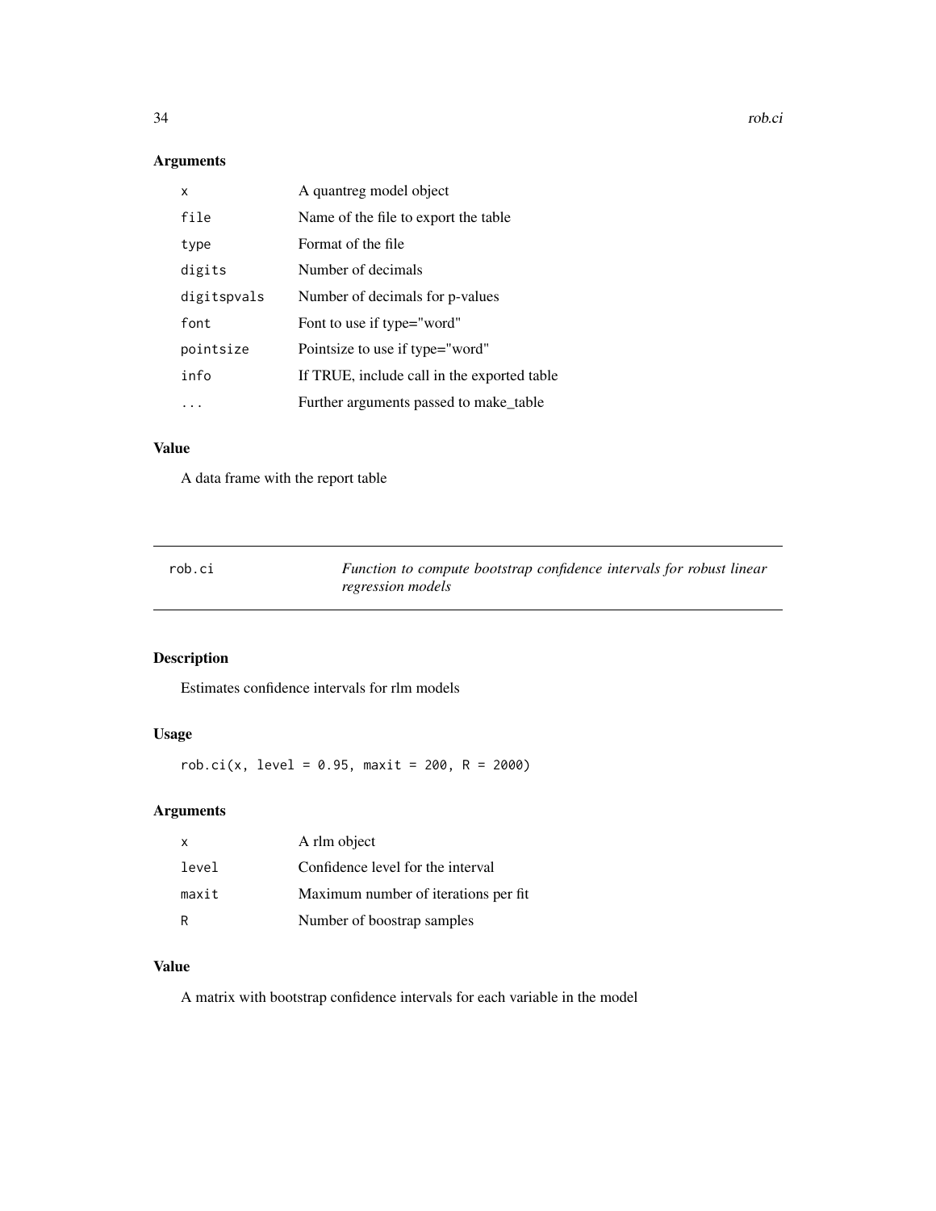### Arguments

| | |
|---|---|
| x | A quantreg model object |
| file | Name of the file to export the table |
| type | Format of the file |
| digits | Number of decimals |
| digitspvals | Number of decimals for p-values |
| font | Font to use if type="word" |
| pointsize | Pointsize to use if type="word" |
| info | If TRUE, include call in the exported table |
| ... | Further arguments passed to make_table |

### Value

A data frame with the report table

---

## rob.ci    *Function to compute bootstrap confidence intervals for robust linear regression models*

---

### Description

Estimates confidence intervals for rlm models

### Usage

```
rob.ci(x, level = 0.95, maxit = 200, R = 2000)
```

### Arguments

| | |
|---|---|
| x | A rlm object |
| level | Confidence level for the interval |
| maxit | Maximum number of iterations per fit |
| R | Number of boostrap samples |

### Value

A matrix with bootstrap confidence intervals for each variable in the model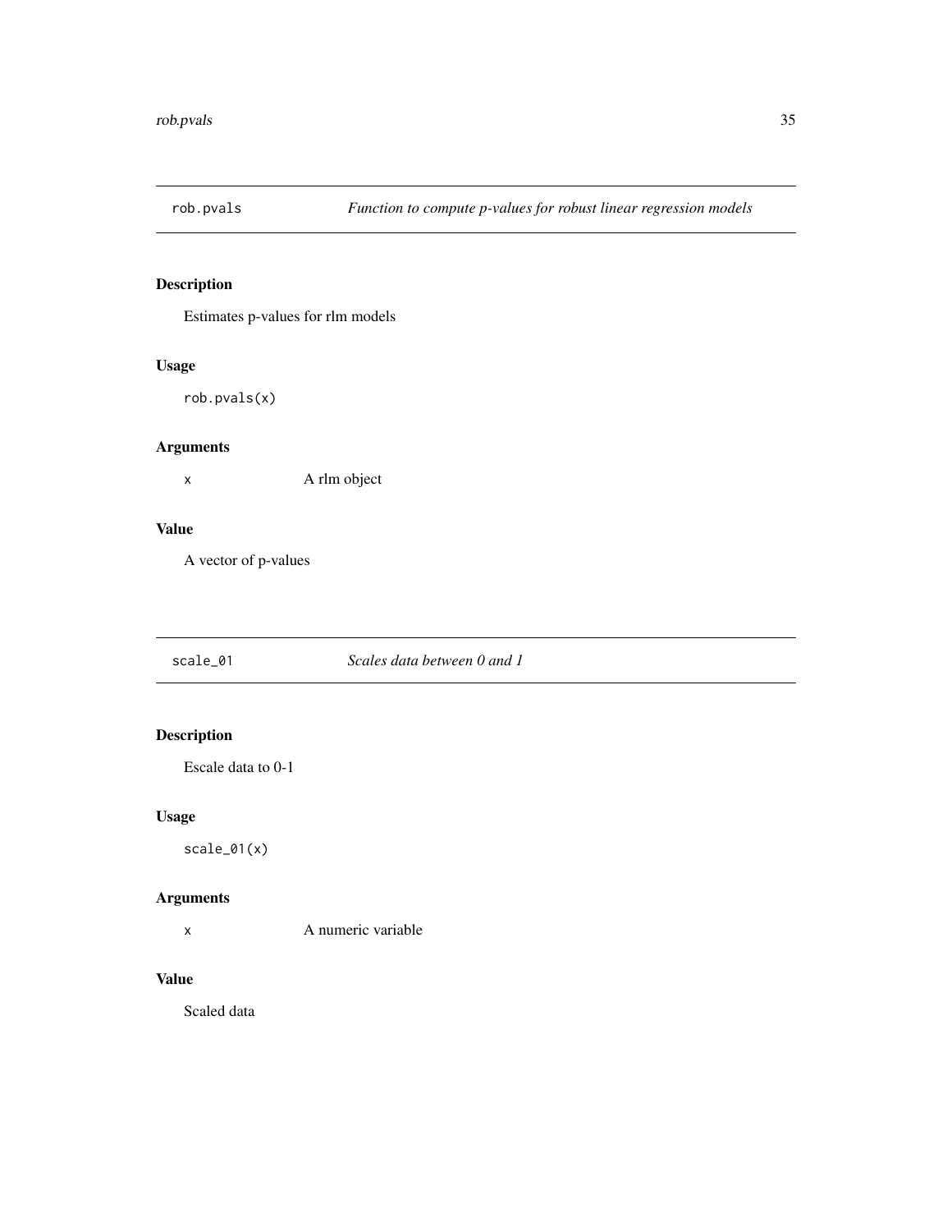## rob.pvals — *Function to compute p-values for robust linear regression models*

### Description

Estimates p-values for rlm models

### Usage

```
rob.pvals(x)
```

### Arguments

| | |
|---|---|
| x | A rlm object |

### Value

A vector of p-values

## scale_01 — *Scales data between 0 and 1*

### Description

Escale data to 0-1

### Usage

```
scale_01(x)
```

### Arguments

| | |
|---|---|
| x | A numeric variable |

### Value

Scaled data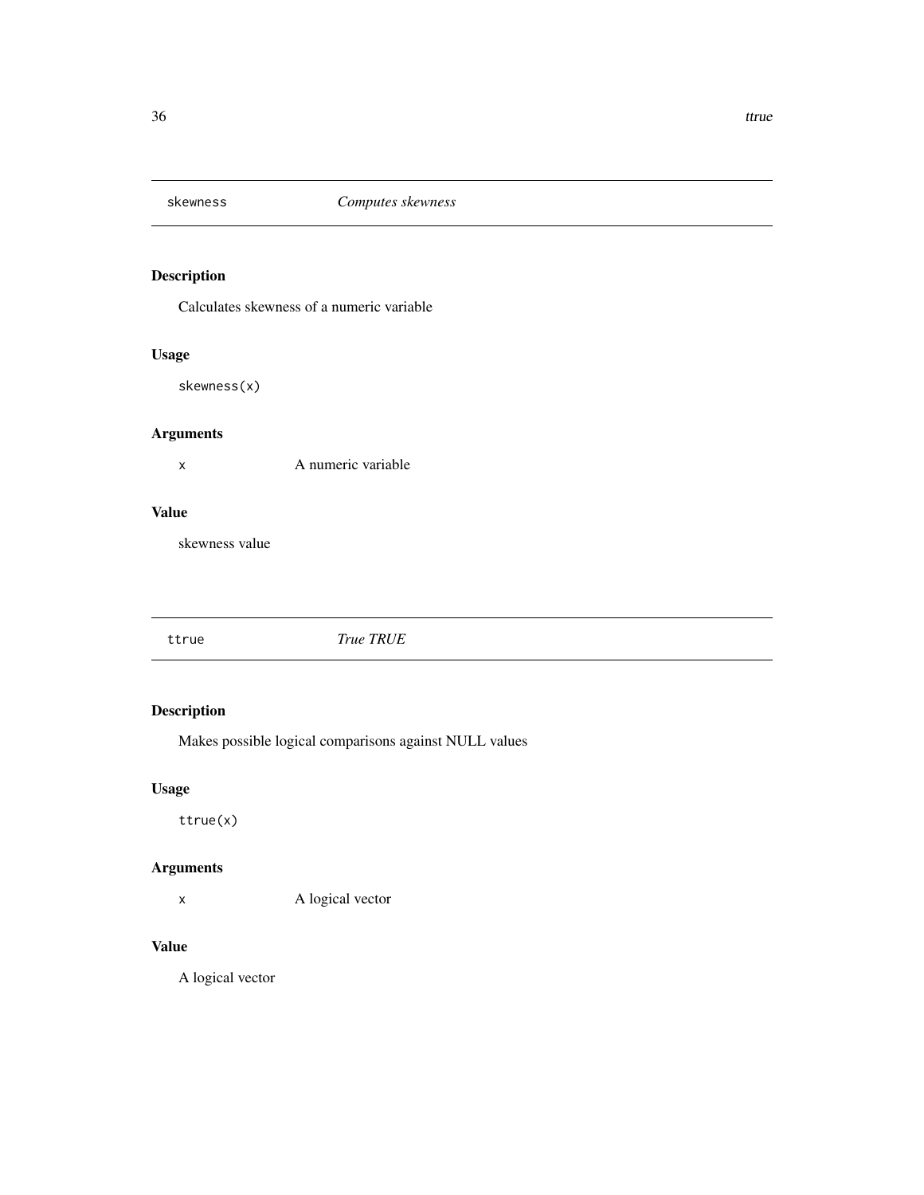## skewness — *Computes skewness*

### Description

Calculates skewness of a numeric variable

### Usage

```
skewness(x)
```

### Arguments

| | |
|---|---|
| `x` | A numeric variable |

### Value

skewness value

## ttrue — *True TRUE*

### Description

Makes possible logical comparisons against NULL values

### Usage

```
ttrue(x)
```

### Arguments

| | |
|---|---|
| `x` | A logical vector |

### Value

A logical vector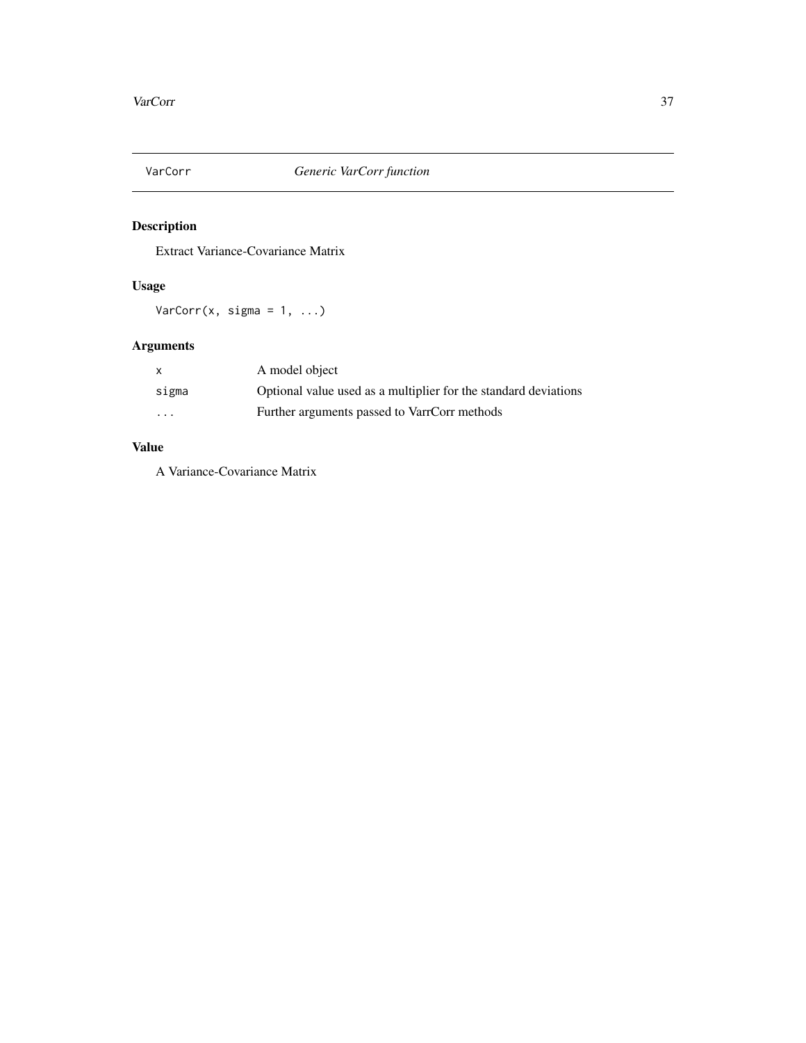## VarCorr — *Generic VarCorr function*

### Description

Extract Variance-Covariance Matrix

### Usage

```
VarCorr(x, sigma = 1, ...)
```

### Arguments

| | |
|---|---|
| x | A model object |
| sigma | Optional value used as a multiplier for the standard deviations |
| ... | Further arguments passed to VarrCorr methods |

### Value

A Variance-Covariance Matrix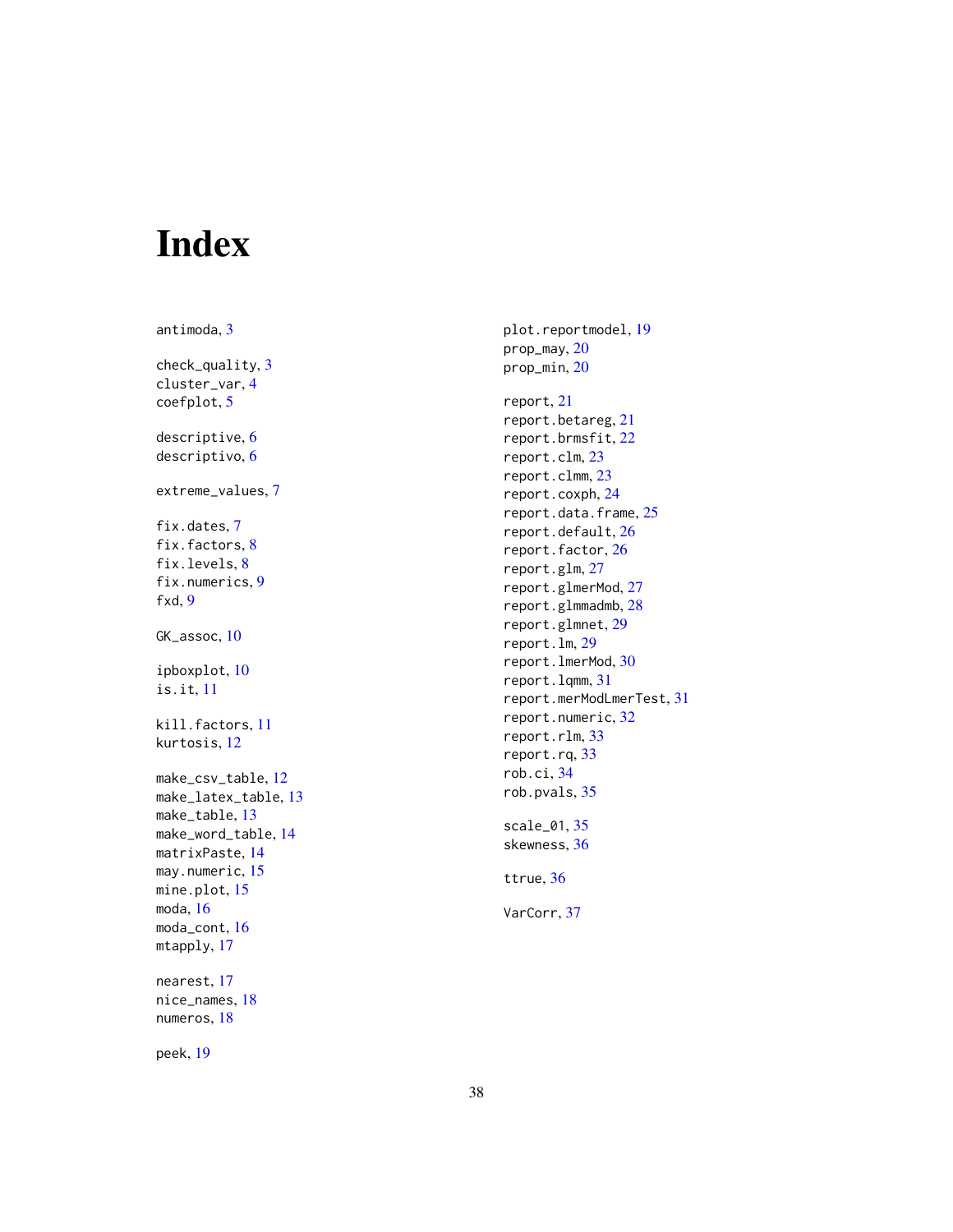# Index

antimoda, 3

check_quality, 3
cluster_var, 4
coefplot, 5

descriptive, 6
descriptivo, 6

extreme_values, 7

fix.dates, 7
fix.factors, 8
fix.levels, 8
fix.numerics, 9
fxd, 9

GK_assoc, 10

ipboxplot, 10
is.it, 11

kill.factors, 11
kurtosis, 12

make_csv_table, 12
make_latex_table, 13
make_table, 13
make_word_table, 14
matrixPaste, 14
may.numeric, 15
mine.plot, 15
moda, 16
moda_cont, 16
mtapply, 17

nearest, 17
nice_names, 18
numeros, 18

peek, 19
plot.reportmodel, 19
prop_may, 20
prop_min, 20

report, 21
report.betareg, 21
report.brmsfit, 22
report.clm, 23
report.clmm, 23
report.coxph, 24
report.data.frame, 25
report.default, 26
report.factor, 26
report.glm, 27
report.glmerMod, 27
report.glmmadmb, 28
report.glmnet, 29
report.lm, 29
report.lmerMod, 30
report.lqmm, 31
report.merModLmerTest, 31
report.numeric, 32
report.rlm, 33
report.rq, 33
rob.ci, 34
rob.pvals, 35

scale_01, 35
skewness, 36

ttrue, 36

VarCorr, 37